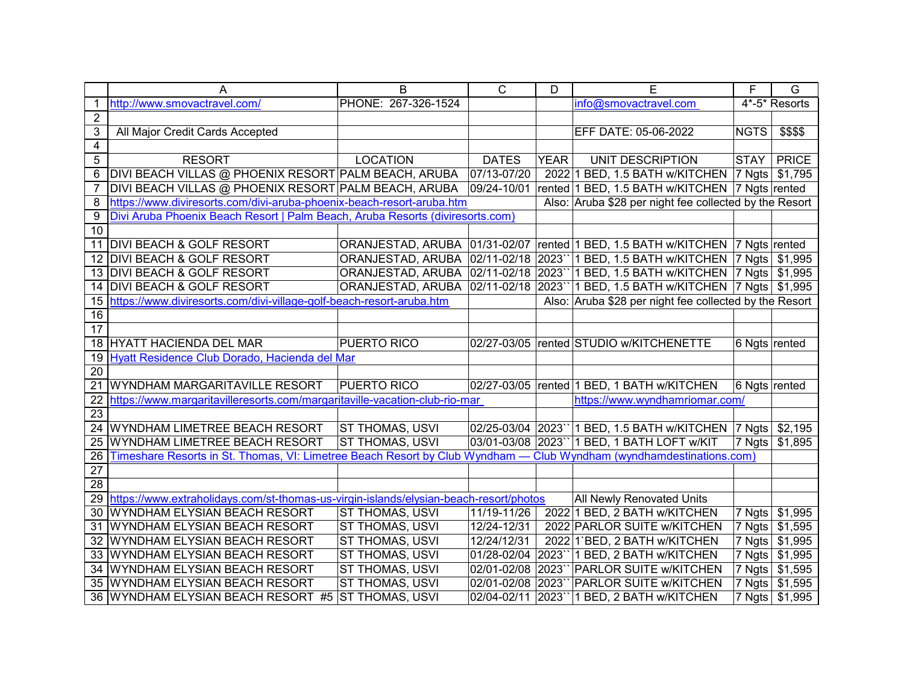| | A | B | C | D | E | F | G |
|---|---|---|---|---|---|---|---|
| 1 | http://www.smovactravel.com/ | PHONE: 267-326-1524 | | | info@smovactravel.com | 4*-5* Resorts | |
| 2 | | | | | | | |
| 3 | All Major Credit Cards Accepted | | | | EFF DATE: 05-06-2022 | NGTS | $$$$ |
| 4 | | | | | | | |
| 5 | RESORT | LOCATION | DATES | YEAR | UNIT DESCRIPTION | STAY | PRICE |
| 6 | DIVI BEACH VILLAS @ PHOENIX RESORT | PALM BEACH, ARUBA | 07/13-07/20 | 2022 | 1 BED, 1.5 BATH w/KITCHEN | 7 Ngts | $1,795 |
| 7 | DIVI BEACH VILLAS @ PHOENIX RESORT | PALM BEACH, ARUBA | 09/24-10/01 | rented | 1 BED, 1.5 BATH w/KITCHEN | 7 Ngts | rented |
| 8 | https://www.diviresorts.com/divi-aruba-phoenix-beach-resort-aruba.htm | | | Also: | Aruba $28 per night fee collected by the Resort | | |
| 9 | Divi Aruba Phoenix Beach Resort \| Palm Beach, Aruba Resorts (diviresorts.com) | | | | | | |
| 10 | | | | | | | |
| 11 | DIVI BEACH & GOLF RESORT | ORANJESTAD, ARUBA | 01/31-02/07 | rented | 1 BED, 1.5 BATH w/KITCHEN | 7 Ngts | rented |
| 12 | DIVI BEACH & GOLF RESORT | ORANJESTAD, ARUBA | 02/11-02/18 | 2023`` | 1 BED, 1.5 BATH w/KITCHEN | 7 Ngts | $1,995 |
| 13 | DIVI BEACH & GOLF RESORT | ORANJESTAD, ARUBA | 02/11-02/18 | 2023`` | 1 BED, 1.5 BATH w/KITCHEN | 7 Ngts | $1,995 |
| 14 | DIVI BEACH & GOLF RESORT | ORANJESTAD, ARUBA | 02/11-02/18 | 2023`` | 1 BED, 1.5 BATH w/KITCHEN | 7 Ngts | $1,995 |
| 15 | https://www.diviresorts.com/divi-village-golf-beach-resort-aruba.htm | | | Also: | Aruba $28 per night fee collected by the Resort | | |
| 16 | | | | | | | |
| 17 | | | | | | | |
| 18 | HYATT HACIENDA DEL MAR | PUERTO RICO | 02/27-03/05 | rented | STUDIO w/KITCHENETTE | 6 Ngts | rented |
| 19 | Hyatt Residence Club Dorado, Hacienda del Mar | | | | | | |
| 20 | | | | | | | |
| 21 | WYNDHAM MARGARITAVILLE RESORT | PUERTO RICO | 02/27-03/05 | rented | 1 BED, 1 BATH w/KITCHEN | 6 Ngts | rented |
| 22 | https://www.margaritavilleresorts.com/margaritaville-vacation-club-rio-mar | | | | https://www.wyndhamriomar.com/ | | |
| 23 | | | | | | | |
| 24 | WYNDHAM LIMETREE BEACH RESORT | ST THOMAS, USVI | 02/25-03/04 | 2023`` | 1 BED, 1.5 BATH w/KITCHEN | 7 Ngts | $2,195 |
| 25 | WYNDHAM LIMETREE BEACH RESORT | ST THOMAS, USVI | 03/01-03/08 | 2023`` | 1 BED, 1 BATH LOFT w/KIT | 7 Ngts | $1,895 |
| 26 | Timeshare Resorts in St. Thomas, VI: Limetree Beach Resort by Club Wyndham — Club Wyndham (wyndhamdestinations.com) | | | | | | |
| 27 | | | | | | | |
| 28 | | | | | | | |
| 29 | https://www.extraholidays.com/st-thomas-us-virgin-islands/elysian-beach-resort/photos | | | | All Newly Renovated Units | | |
| 30 | WYNDHAM ELYSIAN BEACH RESORT | ST THOMAS, USVI | 11/19-11/26 | 2022 | 1 BED, 2 BATH w/KITCHEN | 7 Ngts | $1,995 |
| 31 | WYNDHAM ELYSIAN BEACH RESORT | ST THOMAS, USVI | 12/24-12/31 | 2022 | PARLOR SUITE w/KITCHEN | 7 Ngts | $1,595 |
| 32 | WYNDHAM ELYSIAN BEACH RESORT | ST THOMAS, USVI | 12/24/12/31 | 2022 | 1`BED, 2 BATH w/KITCHEN | 7 Ngts | $1,995 |
| 33 | WYNDHAM ELYSIAN BEACH RESORT | ST THOMAS, USVI | 01/28-02/04 | 2023`` | 1 BED, 2 BATH w/KITCHEN | 7 Ngts | $1,995 |
| 34 | WYNDHAM ELYSIAN BEACH RESORT | ST THOMAS, USVI | 02/01-02/08 | 2023`` | PARLOR SUITE w/KITCHEN | 7 Ngts | $1,595 |
| 35 | WYNDHAM ELYSIAN BEACH RESORT | ST THOMAS, USVI | 02/01-02/08 | 2023`` | PARLOR SUITE w/KITCHEN | 7 Ngts | $1,595 |
| 36 | WYNDHAM ELYSIAN BEACH RESORT #5 | ST THOMAS, USVI | 02/04-02/11 | 2023`` | 1 BED, 2 BATH w/KITCHEN | 7 Ngts | $1,995 |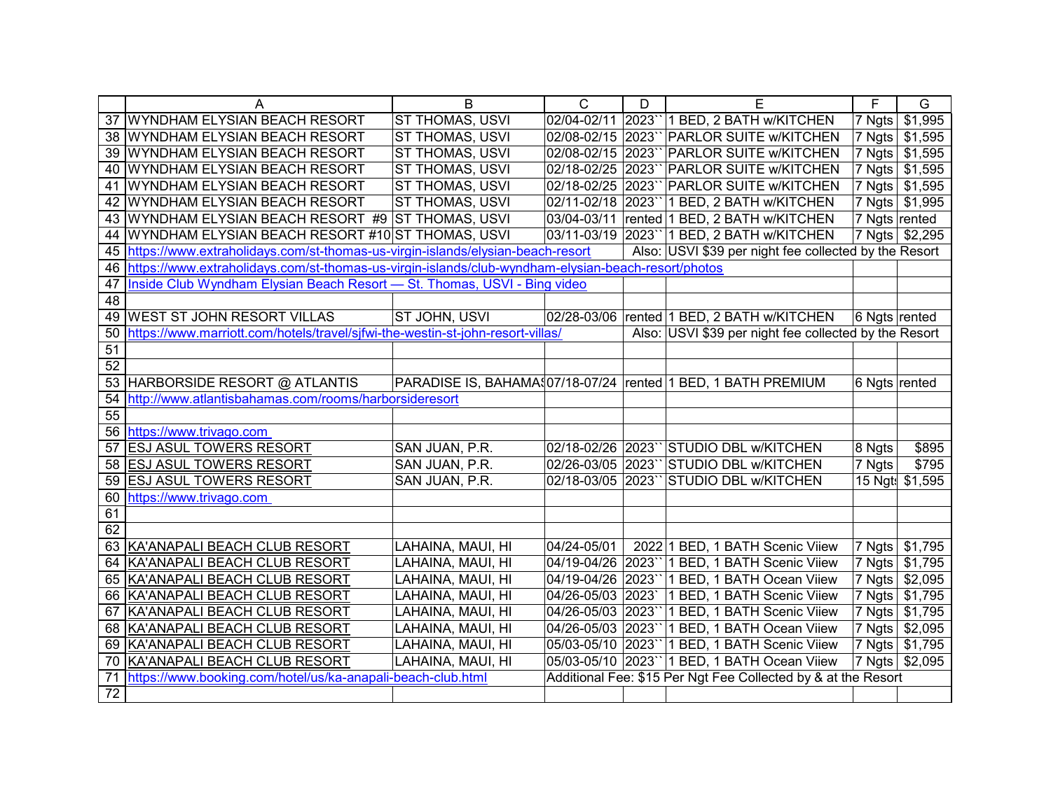| | A | B | C | D | E | F | G |
|---|---|---|---|---|---|---|---|
| 37 | WYNDHAM ELYSIAN BEACH RESORT | ST THOMAS, USVI | 02/04-02/11 | 2023`` | 1 BED, 2 BATH w/KITCHEN | 7 Ngts | $1,995 |
| 38 | WYNDHAM ELYSIAN BEACH RESORT | ST THOMAS, USVI | 02/08-02/15 | 2023`` | PARLOR SUITE w/KITCHEN | 7 Ngts | $1,595 |
| 39 | WYNDHAM ELYSIAN BEACH RESORT | ST THOMAS, USVI | 02/08-02/15 | 2023`` | PARLOR SUITE w/KITCHEN | 7 Ngts | $1,595 |
| 40 | WYNDHAM ELYSIAN BEACH RESORT | ST THOMAS, USVI | 02/18-02/25 | 2023`` | PARLOR SUITE w/KITCHEN | 7 Ngts | $1,595 |
| 41 | WYNDHAM ELYSIAN BEACH RESORT | ST THOMAS, USVI | 02/18-02/25 | 2023`` | PARLOR SUITE w/KITCHEN | 7 Ngts | $1,595 |
| 42 | WYNDHAM ELYSIAN BEACH RESORT | ST THOMAS, USVI | 02/11-02/18 | 2023`` | 1 BED, 2 BATH w/KITCHEN | 7 Ngts | $1,995 |
| 43 | WYNDHAM ELYSIAN BEACH RESORT #9 | ST THOMAS, USVI | 03/04-03/11 | rented | 1 BED, 2 BATH w/KITCHEN | 7 Ngts | rented |
| 44 | WYNDHAM ELYSIAN BEACH RESORT #10 | ST THOMAS, USVI | 03/11-03/19 | 2023`` | 1 BED, 2 BATH w/KITCHEN | 7 Ngts | $2,295 |
| 45 | https://www.extraholidays.com/st-thomas-us-virgin-islands/elysian-beach-resort | | | Also: | USVI $39 per night fee collected by the Resort | | |
| 46 | https://www.extraholidays.com/st-thomas-us-virgin-islands/club-wyndham-elysian-beach-resort/photos | | | | | | |
| 47 | Inside Club Wyndham Elysian Beach Resort — St. Thomas, USVI - Bing video | | | | | | |
| 48 | | | | | | | |
| 49 | WEST ST JOHN RESORT VILLAS | ST JOHN, USVI | 02/28-03/06 | rented | 1 BED, 2 BATH w/KITCHEN | 6 Ngts | rented |
| 50 | https://www.marriott.com/hotels/travel/sjfwi-the-westin-st-john-resort-villas/ | | | Also: | USVI $39 per night fee collected by the Resort | | |
| 51 | | | | | | | |
| 52 | | | | | | | |
| 53 | HARBORSIDE RESORT @ ATLANTIS | PARADISE IS, BAHAMAS | 07/18-07/24 | rented | 1 BED, 1 BATH PREMIUM | 6 Ngts | rented |
| 54 | http://www.atlantisbahamas.com/rooms/harborsideresort | | | | | | |
| 55 | | | | | | | |
| 56 | https://www.trivago.com | | | | | | |
| 57 | ESJ ASUL TOWERS RESORT | SAN JUAN, P.R. | 02/18-02/26 | 2023`` | STUDIO DBL w/KITCHEN | 8 Ngts | $895 |
| 58 | ESJ ASUL TOWERS RESORT | SAN JUAN, P.R. | 02/26-03/05 | 2023`` | STUDIO DBL w/KITCHEN | 7 Ngts | $795 |
| 59 | ESJ ASUL TOWERS RESORT | SAN JUAN, P.R. | 02/18-03/05 | 2023`` | STUDIO DBL w/KITCHEN | 15 Ngts | $1,595 |
| 60 | https://www.trivago.com | | | | | | |
| 61 | | | | | | | |
| 62 | | | | | | | |
| 63 | KA'ANAPALI BEACH CLUB RESORT | LAHAINA, MAUI, HI | 04/24-05/01 | 2022 | 1 BED, 1 BATH Scenic Viiew | 7 Ngts | $1,795 |
| 64 | KA'ANAPALI BEACH CLUB RESORT | LAHAINA, MAUI, HI | 04/19-04/26 | 2023`` | 1 BED, 1 BATH Scenic Viiew | 7 Ngts | $1,795 |
| 65 | KA'ANAPALI BEACH CLUB RESORT | LAHAINA, MAUI, HI | 04/19-04/26 | 2023`` | 1 BED, 1 BATH Ocean Viiew | 7 Ngts | $2,095 |
| 66 | KA'ANAPALI BEACH CLUB RESORT | LAHAINA, MAUI, HI | 04/26-05/03 | 2023` | 1 BED, 1 BATH Scenic Viiew | 7 Ngts | $1,795 |
| 67 | KA'ANAPALI BEACH CLUB RESORT | LAHAINA, MAUI, HI | 04/26-05/03 | 2023`` | 1 BED, 1 BATH Scenic Viiew | 7 Ngts | $1,795 |
| 68 | KA'ANAPALI BEACH CLUB RESORT | LAHAINA, MAUI, HI | 04/26-05/03 | 2023`` | 1 BED, 1 BATH Ocean Viiew | 7 Ngts | $2,095 |
| 69 | KA'ANAPALI BEACH CLUB RESORT | LAHAINA, MAUI, HI | 05/03-05/10 | 2023`` | 1 BED, 1 BATH Scenic Viiew | 7 Ngts | $1,795 |
| 70 | KA'ANAPALI BEACH CLUB RESORT | LAHAINA, MAUI, HI | 05/03-05/10 | 2023`` | 1 BED, 1 BATH Ocean Viiew | 7 Ngts | $2,095 |
| 71 | https://www.booking.com/hotel/us/ka-anapali-beach-club.html | | Additional Fee: $15 Per Ngt Fee Collected by & at the Resort | | | | |
| 72 | | | | | | | |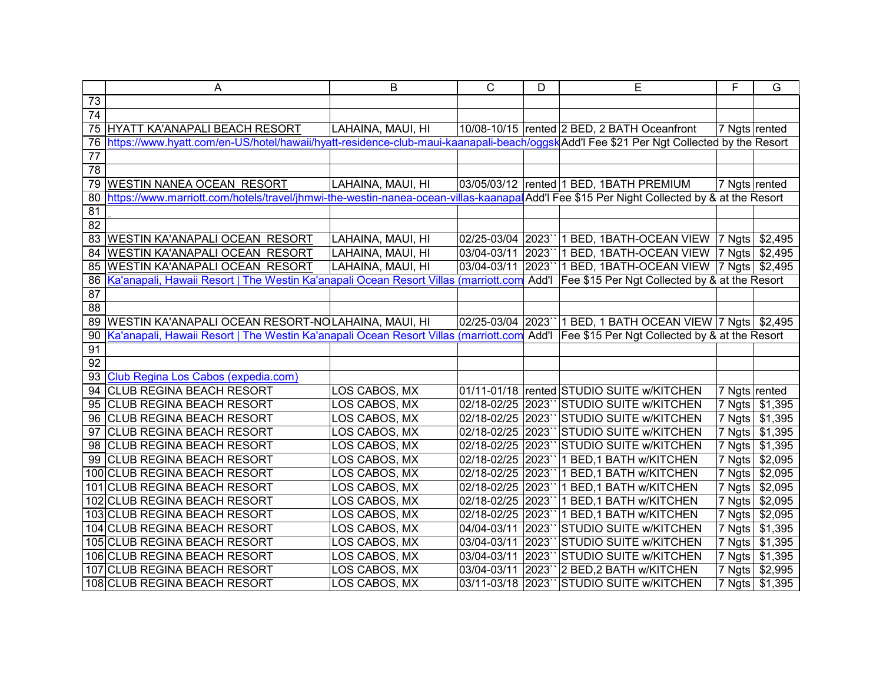| | A | B | C | D | E | F | G |
|---|---|---|---|---|---|---|---|
| 73 | | | | | | | |
| 74 | | | | | | | |
| 75 | HYATT KA'ANAPALI BEACH RESORT | LAHAINA, MAUI, HI | 10/08-10/15 | rented | 2 BED, 2 BATH Oceanfront | 7 Ngts | rented |
| 76 | https://www.hyatt.com/en-US/hotel/hawaii/hyatt-residence-club-maui-kaanapali-beach/oggsk | | | | Add'l Fee $21 Per Ngt Collected by the Resort | | |
| 77 | | | | | | | |
| 78 | | | | | | | |
| 79 | WESTIN NANEA OCEAN RESORT | LAHAINA, MAUI, HI | 03/05/03/12 | rented | 1 BED, 1BATH PREMIUM | 7 Ngts | rented |
| 80 | https://www.marriott.com/hotels/travel/jhmwi-the-westin-nanea-ocean-villas-kaanapal | | | | Add'l Fee $15 Per Night Collected by & at the Resort | | |
| 81 | | | | | | | |
| 82 | | | | | | | |
| 83 | WESTIN KA'ANAPALI OCEAN RESORT | LAHAINA, MAUI, HI | 02/25-03/04 | 2023`` | 1 BED, 1BATH-OCEAN VIEW | 7 Ngts | $2,495 |
| 84 | WESTIN KA'ANAPALI OCEAN RESORT | LAHAINA, MAUI, HI | 03/04-03/11 | 2023`` | 1 BED, 1BATH-OCEAN VIEW | 7 Ngts | $2,495 |
| 85 | WESTIN KA'ANAPALI OCEAN RESORT | LAHAINA, MAUI, HI | 03/04-03/11 | 2023`` | 1 BED, 1BATH-OCEAN VIEW | 7 Ngts | $2,495 |
| 86 | Ka'anapali, Hawaii Resort \| The Westin Ka'anapali Ocean Resort Villas (marriott.com | | | Add'l | Fee $15 Per Ngt Collected by & at the Resort | | |
| 87 | | | | | | | |
| 88 | | | | | | | |
| 89 | WESTIN KA'ANAPALI OCEAN RESORT-NO | LAHAINA, MAUI, HI | 02/25-03/04 | 2023`` | 1 BED, 1 BATH OCEAN VIEW | 7 Ngts | $2,495 |
| 90 | Ka'anapali, Hawaii Resort \| The Westin Ka'anapali Ocean Resort Villas (marriott.com | | | Add'l | Fee $15 Per Ngt Collected by & at the Resort | | |
| 91 | | | | | | | |
| 92 | | | | | | | |
| 93 | Club Regina Los Cabos (expedia.com) | | | | | | |
| 94 | CLUB REGINA BEACH RESORT | LOS CABOS, MX | 01/11-01/18 | rented | STUDIO SUITE w/KITCHEN | 7 Ngts | rented |
| 95 | CLUB REGINA BEACH RESORT | LOS CABOS, MX | 02/18-02/25 | 2023`` | STUDIO SUITE w/KITCHEN | 7 Ngts | $1,395 |
| 96 | CLUB REGINA BEACH RESORT | LOS CABOS, MX | 02/18-02/25 | 2023`` | STUDIO SUITE w/KITCHEN | 7 Ngts | $1,395 |
| 97 | CLUB REGINA BEACH RESORT | LOS CABOS, MX | 02/18-02/25 | 2023`` | STUDIO SUITE w/KITCHEN | 7 Ngts | $1,395 |
| 98 | CLUB REGINA BEACH RESORT | LOS CABOS, MX | 02/18-02/25 | 2023`` | STUDIO SUITE w/KITCHEN | 7 Ngts | $1,395 |
| 99 | CLUB REGINA BEACH RESORT | LOS CABOS, MX | 02/18-02/25 | 2023`` | 1 BED,1 BATH w/KITCHEN | 7 Ngts | $2,095 |
| 100 | CLUB REGINA BEACH RESORT | LOS CABOS, MX | 02/18-02/25 | 2023`` | 1 BED,1 BATH w/KITCHEN | 7 Ngts | $2,095 |
| 101 | CLUB REGINA BEACH RESORT | LOS CABOS, MX | 02/18-02/25 | 2023`` | 1 BED,1 BATH w/KITCHEN | 7 Ngts | $2,095 |
| 102 | CLUB REGINA BEACH RESORT | LOS CABOS, MX | 02/18-02/25 | 2023`` | 1 BED,1 BATH w/KITCHEN | 7 Ngts | $2,095 |
| 103 | CLUB REGINA BEACH RESORT | LOS CABOS, MX | 02/18-02/25 | 2023`` | 1 BED,1 BATH w/KITCHEN | 7 Ngts | $2,095 |
| 104 | CLUB REGINA BEACH RESORT | LOS CABOS, MX | 04/04-03/11 | 2023`` | STUDIO SUITE w/KITCHEN | 7 Ngts | $1,395 |
| 105 | CLUB REGINA BEACH RESORT | LOS CABOS, MX | 03/04-03/11 | 2023`` | STUDIO SUITE w/KITCHEN | 7 Ngts | $1,395 |
| 106 | CLUB REGINA BEACH RESORT | LOS CABOS, MX | 03/04-03/11 | 2023`` | STUDIO SUITE w/KITCHEN | 7 Ngts | $1,395 |
| 107 | CLUB REGINA BEACH RESORT | LOS CABOS, MX | 03/04-03/11 | 2023`` | 2 BED,2 BATH w/KITCHEN | 7 Ngts | $2,995 |
| 108 | CLUB REGINA BEACH RESORT | LOS CABOS, MX | 03/11-03/18 | 2023`` | STUDIO SUITE w/KITCHEN | 7 Ngts | $1,395 |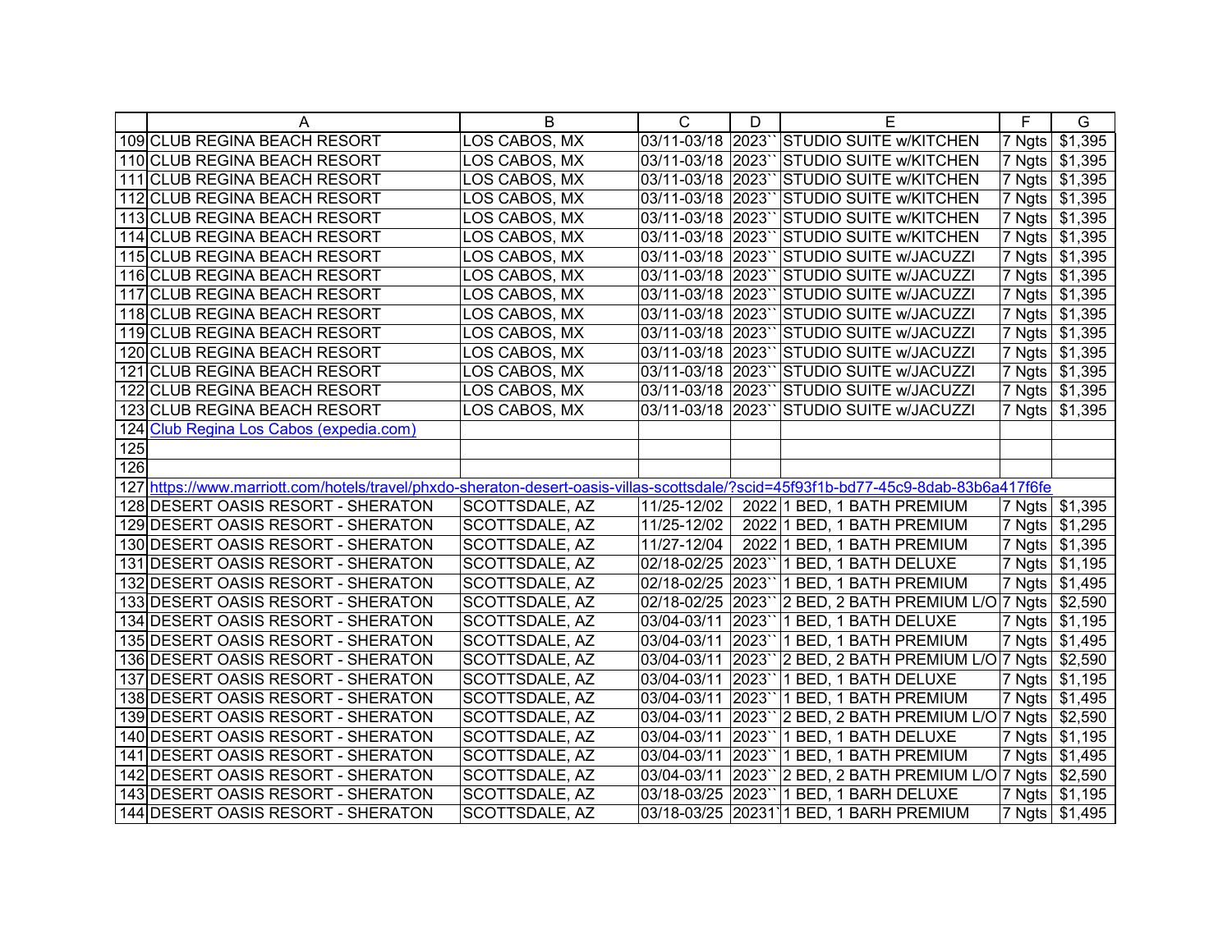| | A | B | C | D | E | F | G |
|---|---|---|---|---|---|---|---|
| 109 | CLUB REGINA BEACH RESORT | LOS CABOS, MX | 03/11-03/18 | 2023`` | STUDIO SUITE w/KITCHEN | 7 Ngts | $1,395 |
| 110 | CLUB REGINA BEACH RESORT | LOS CABOS, MX | 03/11-03/18 | 2023`` | STUDIO SUITE w/KITCHEN | 7 Ngts | $1,395 |
| 111 | CLUB REGINA BEACH RESORT | LOS CABOS, MX | 03/11-03/18 | 2023`` | STUDIO SUITE w/KITCHEN | 7 Ngts | $1,395 |
| 112 | CLUB REGINA BEACH RESORT | LOS CABOS, MX | 03/11-03/18 | 2023`` | STUDIO SUITE w/KITCHEN | 7 Ngts | $1,395 |
| 113 | CLUB REGINA BEACH RESORT | LOS CABOS, MX | 03/11-03/18 | 2023`` | STUDIO SUITE w/KITCHEN | 7 Ngts | $1,395 |
| 114 | CLUB REGINA BEACH RESORT | LOS CABOS, MX | 03/11-03/18 | 2023`` | STUDIO SUITE w/KITCHEN | 7 Ngts | $1,395 |
| 115 | CLUB REGINA BEACH RESORT | LOS CABOS, MX | 03/11-03/18 | 2023`` | STUDIO SUITE w/JACUZZI | 7 Ngts | $1,395 |
| 116 | CLUB REGINA BEACH RESORT | LOS CABOS, MX | 03/11-03/18 | 2023`` | STUDIO SUITE w/JACUZZI | 7 Ngts | $1,395 |
| 117 | CLUB REGINA BEACH RESORT | LOS CABOS, MX | 03/11-03/18 | 2023`` | STUDIO SUITE w/JACUZZI | 7 Ngts | $1,395 |
| 118 | CLUB REGINA BEACH RESORT | LOS CABOS, MX | 03/11-03/18 | 2023`` | STUDIO SUITE w/JACUZZI | 7 Ngts | $1,395 |
| 119 | CLUB REGINA BEACH RESORT | LOS CABOS, MX | 03/11-03/18 | 2023`` | STUDIO SUITE w/JACUZZI | 7 Ngts | $1,395 |
| 120 | CLUB REGINA BEACH RESORT | LOS CABOS, MX | 03/11-03/18 | 2023`` | STUDIO SUITE w/JACUZZI | 7 Ngts | $1,395 |
| 121 | CLUB REGINA BEACH RESORT | LOS CABOS, MX | 03/11-03/18 | 2023`` | STUDIO SUITE w/JACUZZI | 7 Ngts | $1,395 |
| 122 | CLUB REGINA BEACH RESORT | LOS CABOS, MX | 03/11-03/18 | 2023`` | STUDIO SUITE w/JACUZZI | 7 Ngts | $1,395 |
| 123 | CLUB REGINA BEACH RESORT | LOS CABOS, MX | 03/11-03/18 | 2023`` | STUDIO SUITE w/JACUZZI | 7 Ngts | $1,395 |
| 124 | Club Regina Los Cabos (expedia.com) | | | | | | |
| 125 | | | | | | | |
| 126 | | | | | | | |
| 127 | https://www.marriott.com/hotels/travel/phxdo-sheraton-desert-oasis-villas-scottsdale/?scid=45f93f1b-bd77-45c9-8dab-83b6a417f6fe | | | | | | |
| 128 | DESERT OASIS RESORT - SHERATON | SCOTTSDALE, AZ | 11/25-12/02 | 2022 | 1 BED, 1 BATH PREMIUM | 7 Ngts | $1,395 |
| 129 | DESERT OASIS RESORT - SHERATON | SCOTTSDALE, AZ | 11/25-12/02 | 2022 | 1 BED, 1 BATH PREMIUM | 7 Ngts | $1,295 |
| 130 | DESERT OASIS RESORT - SHERATON | SCOTTSDALE, AZ | 11/27-12/04 | 2022 | 1 BED, 1 BATH PREMIUM | 7 Ngts | $1,395 |
| 131 | DESERT OASIS RESORT - SHERATON | SCOTTSDALE, AZ | 02/18-02/25 | 2023`` | 1 BED, 1 BATH DELUXE | 7 Ngts | $1,195 |
| 132 | DESERT OASIS RESORT - SHERATON | SCOTTSDALE, AZ | 02/18-02/25 | 2023`` | 1 BED, 1 BATH PREMIUM | 7 Ngts | $1,495 |
| 133 | DESERT OASIS RESORT - SHERATON | SCOTTSDALE, AZ | 02/18-02/25 | 2023`` | 2 BED, 2 BATH PREMIUM L/O | 7 Ngts | $2,590 |
| 134 | DESERT OASIS RESORT - SHERATON | SCOTTSDALE, AZ | 03/04-03/11 | 2023`` | 1 BED, 1 BATH DELUXE | 7 Ngts | $1,195 |
| 135 | DESERT OASIS RESORT - SHERATON | SCOTTSDALE, AZ | 03/04-03/11 | 2023`` | 1 BED, 1 BATH PREMIUM | 7 Ngts | $1,495 |
| 136 | DESERT OASIS RESORT - SHERATON | SCOTTSDALE, AZ | 03/04-03/11 | 2023`` | 2 BED, 2 BATH PREMIUM L/O | 7 Ngts | $2,590 |
| 137 | DESERT OASIS RESORT - SHERATON | SCOTTSDALE, AZ | 03/04-03/11 | 2023`` | 1 BED, 1 BATH DELUXE | 7 Ngts | $1,195 |
| 138 | DESERT OASIS RESORT - SHERATON | SCOTTSDALE, AZ | 03/04-03/11 | 2023`` | 1 BED, 1 BATH PREMIUM | 7 Ngts | $1,495 |
| 139 | DESERT OASIS RESORT - SHERATON | SCOTTSDALE, AZ | 03/04-03/11 | 2023`` | 2 BED, 2 BATH PREMIUM L/O | 7 Ngts | $2,590 |
| 140 | DESERT OASIS RESORT - SHERATON | SCOTTSDALE, AZ | 03/04-03/11 | 2023`` | 1 BED, 1 BATH DELUXE | 7 Ngts | $1,195 |
| 141 | DESERT OASIS RESORT - SHERATON | SCOTTSDALE, AZ | 03/04-03/11 | 2023`` | 1 BED, 1 BATH PREMIUM | 7 Ngts | $1,495 |
| 142 | DESERT OASIS RESORT - SHERATON | SCOTTSDALE, AZ | 03/04-03/11 | 2023`` | 2 BED, 2 BATH PREMIUM L/O | 7 Ngts | $2,590 |
| 143 | DESERT OASIS RESORT - SHERATON | SCOTTSDALE, AZ | 03/18-03/25 | 2023`` | 1 BED, 1 BARH DELUXE | 7 Ngts | $1,195 |
| 144 | DESERT OASIS RESORT - SHERATON | SCOTTSDALE, AZ | 03/18-03/25 | 20231` | 1 BED, 1 BARH PREMIUM | 7 Ngts | $1,495 |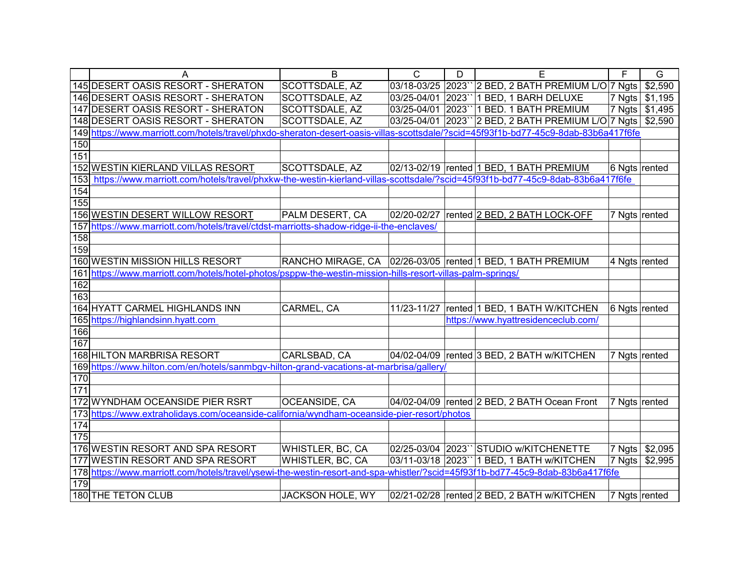| | A | B | C | D | E | F | G |
|---|---|---|---|---|---|---|---|
| 145 | DESERT OASIS RESORT - SHERATON | SCOTTSDALE, AZ | 03/18-03/25 | 2023`` | 2 BED, 2 BATH PREMIUM L/O | 7 Ngts | $2,590 |
| 146 | DESERT OASIS RESORT - SHERATON | SCOTTSDALE, AZ | 03/25-04/01 | 2023`` | 1 BED, 1 BARH DELUXE | 7 Ngts | $1,195 |
| 147 | DESERT OASIS RESORT - SHERATON | SCOTTSDALE, AZ | 03/25-04/01 | 2023`` | 1 BED. 1 BATH PREMIUM | 7 Ngts | $1,495 |
| 148 | DESERT OASIS RESORT - SHERATON | SCOTTSDALE, AZ | 03/25-04/01 | 2023`` | 2 BED, 2 BATH PREMIUM L/O | 7 Ngts | $2,590 |
| 149 | https://www.marriott.com/hotels/travel/phxdo-sheraton-desert-oasis-villas-scottsdale/?scid=45f93f1b-bd77-45c9-8dab-83b6a417f6fe | | | | | | |
| 150 | | | | | | | |
| 151 | | | | | | | |
| 152 | WESTIN KIERLAND VILLAS RESORT | SCOTTSDALE, AZ | 02/13-02/19 | rented | 1 BED, 1 BATH PREMIUM | 6 Ngts | rented |
| 153 | https://www.marriott.com/hotels/travel/phxkw-the-westin-kierland-villas-scottsdale/?scid=45f93f1b-bd77-45c9-8dab-83b6a417f6fe | | | | | | |
| 154 | | | | | | | |
| 155 | | | | | | | |
| 156 | WESTIN DESERT WILLOW RESORT | PALM DESERT, CA | 02/20-02/27 | rented | 2 BED, 2 BATH LOCK-OFF | 7 Ngts | rented |
| 157 | https://www.marriott.com/hotels/travel/ctdst-marriotts-shadow-ridge-ii-the-enclaves/ | | | | | | |
| 158 | | | | | | | |
| 159 | | | | | | | |
| 160 | WESTIN MISSION HILLS RESORT | RANCHO MIRAGE, CA | 02/26-03/05 | rented | 1 BED, 1 BATH PREMIUM | 4 Ngts | rented |
| 161 | https://www.marriott.com/hotels/hotel-photos/psppw-the-westin-mission-hills-resort-villas-palm-springs/ | | | | | | |
| 162 | | | | | | | |
| 163 | | | | | | | |
| 164 | HYATT CARMEL HIGHLANDS INN | CARMEL, CA | 11/23-11/27 | rented | 1 BED, 1 BATH W/KITCHEN | 6 Ngts | rented |
| 165 | https://highlandsinn.hyatt.com | | | https://www.hyattresidenceclub.com/ | | | |
| 166 | | | | | | | |
| 167 | | | | | | | |
| 168 | HILTON MARBRISA RESORT | CARLSBAD, CA | 04/02-04/09 | rented | 3 BED, 2 BATH w/KITCHEN | 7 Ngts | rented |
| 169 | https://www.hilton.com/en/hotels/sanmbgv-hilton-grand-vacations-at-marbrisa/gallery/ | | | | | | |
| 170 | | | | | | | |
| 171 | | | | | | | |
| 172 | WYNDHAM OCEANSIDE PIER RSRT | OCEANSIDE, CA | 04/02-04/09 | rented | 2 BED, 2 BATH Ocean Front | 7 Ngts | rented |
| 173 | https://www.extraholidays.com/oceanside-california/wyndham-oceanside-pier-resort/photos | | | | | | |
| 174 | | | | | | | |
| 175 | | | | | | | |
| 176 | WESTIN RESORT AND SPA RESORT | WHISTLER, BC, CA | 02/25-03/04 | 2023`` | STUDIO w/KITCHENETTE | 7 Ngts | $2,095 |
| 177 | WESTIN RESORT AND SPA RESORT | WHISTLER, BC, CA | 03/11-03/18 | 2023`` | 1 BED, 1 BATH w/KITCHEN | 7 Ngts | $2,995 |
| 178 | https://www.marriott.com/hotels/travel/ysewi-the-westin-resort-and-spa-whistler/?scid=45f93f1b-bd77-45c9-8dab-83b6a417f6fe | | | | | | |
| 179 | | | | | | | |
| 180 | THE TETON CLUB | JACKSON HOLE, WY | 02/21-02/28 | rented | 2 BED, 2 BATH w/KITCHEN | 7 Ngts | rented |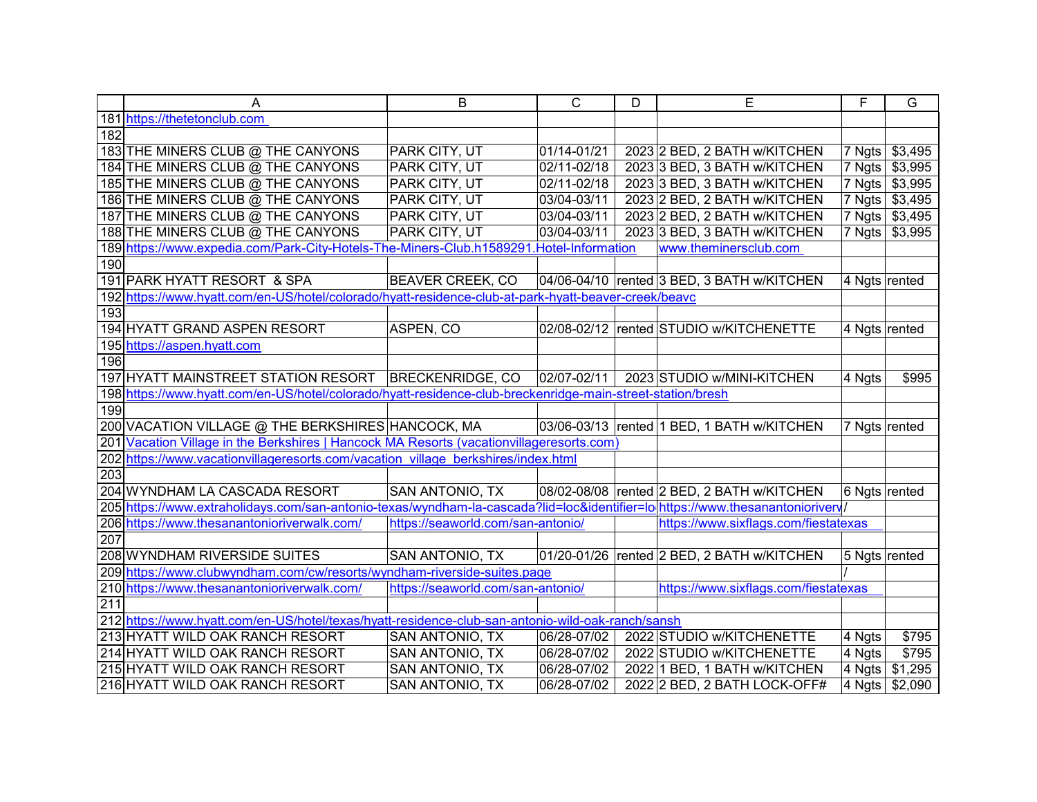| | A | B | C | D | E | F | G |
|---|---|---|---|---|---|---|---|
| 181 | https://thetetonclub.com | | | | | | |
| 182 | | | | | | | |
| 183 | THE MINERS CLUB @ THE CANYONS | PARK CITY, UT | 01/14-01/21 | 2023 | 2 BED, 2 BATH w/KITCHEN | 7 Ngts | $3,495 |
| 184 | THE MINERS CLUB @ THE CANYONS | PARK CITY, UT | 02/11-02/18 | 2023 | 3 BED, 3 BATH w/KITCHEN | 7 Ngts | $3,995 |
| 185 | THE MINERS CLUB @ THE CANYONS | PARK CITY, UT | 02/11-02/18 | 2023 | 3 BED, 3 BATH w/KITCHEN | 7 Ngts | $3,995 |
| 186 | THE MINERS CLUB @ THE CANYONS | PARK CITY, UT | 03/04-03/11 | 2023 | 2 BED, 2 BATH w/KITCHEN | 7 Ngts | $3,495 |
| 187 | THE MINERS CLUB @ THE CANYONS | PARK CITY, UT | 03/04-03/11 | 2023 | 2 BED, 2 BATH w/KITCHEN | 7 Ngts | $3,495 |
| 188 | THE MINERS CLUB @ THE CANYONS | PARK CITY, UT | 03/04-03/11 | 2023 | 3 BED, 3 BATH w/KITCHEN | 7 Ngts | $3,995 |
| 189 | https://www.expedia.com/Park-City-Hotels-The-Miners-Club.h1589291.Hotel-Information | | | | www.theminersclub.com | | |
| 190 | | | | | | | |
| 191 | PARK HYATT RESORT & SPA | BEAVER CREEK, CO | 04/06-04/10 | rented | 3 BED, 3 BATH w/KITCHEN | 4 Ngts | rented |
| 192 | https://www.hyatt.com/en-US/hotel/colorado/hyatt-residence-club-at-park-hyatt-beaver-creek/beavc | | | | | | |
| 193 | | | | | | | |
| 194 | HYATT GRAND ASPEN RESORT | ASPEN, CO | 02/08-02/12 | rented | STUDIO w/KITCHENETTE | 4 Ngts | rented |
| 195 | https://aspen.hyatt.com | | | | | | |
| 196 | | | | | | | |
| 197 | HYATT MAINSTREET STATION RESORT | BRECKENRIDGE, CO | 02/07-02/11 | 2023 | STUDIO w/MINI-KITCHEN | 4 Ngts | $995 |
| 198 | https://www.hyatt.com/en-US/hotel/colorado/hyatt-residence-club-breckenridge-main-street-station/bresh | | | | | | |
| 199 | | | | | | | |
| 200 | VACATION VILLAGE @ THE BERKSHIRES | HANCOCK, MA | 03/06-03/13 | rented | 1 BED, 1 BATH w/KITCHEN | 7 Ngts | rented |
| 201 | Vacation Village in the Berkshires \| Hancock MA Resorts (vacationvillageresorts.com) | | | | | | |
| 202 | https://www.vacationvillageresorts.com/vacation_village_berkshires/index.html | | | | | | |
| 203 | | | | | | | |
| 204 | WYNDHAM LA CASCADA RESORT | SAN ANTONIO, TX | 08/02-08/08 | rented | 2 BED, 2 BATH w/KITCHEN | 6 Ngts | rented |
| 205 | https://www.extraholidays.com/san-antonio-texas/wyndham-la-cascada?lid=loc&identifier=lo | | | | https://www.thesanantonioriverv | / | |
| 206 | https://www.thesanantonioriverwalk.com/ | https://seaworld.com/san-antonio/ | | | https://www.sixflags.com/fiestatexas | | |
| 207 | | | | | | | |
| 208 | WYNDHAM RIVERSIDE SUITES | SAN ANTONIO, TX | 01/20-01/26 | rented | 2 BED, 2 BATH w/KITCHEN | 5 Ngts | rented |
| 209 | https://www.clubwyndham.com/cw/resorts/wyndham-riverside-suites.page | | | | | / | |
| 210 | https://www.thesanantonioriverwalk.com/ | https://seaworld.com/san-antonio/ | | | https://www.sixflags.com/fiestatexas | | |
| 211 | | | | | | | |
| 212 | https://www.hyatt.com/en-US/hotel/texas/hyatt-residence-club-san-antonio-wild-oak-ranch/sansh | | | | | | |
| 213 | HYATT WILD OAK RANCH RESORT | SAN ANTONIO, TX | 06/28-07/02 | 2022 | STUDIO w/KITCHENETTE | 4 Ngts | $795 |
| 214 | HYATT WILD OAK RANCH RESORT | SAN ANTONIO, TX | 06/28-07/02 | 2022 | STUDIO w/KITCHENETTE | 4 Ngts | $795 |
| 215 | HYATT WILD OAK RANCH RESORT | SAN ANTONIO, TX | 06/28-07/02 | 2022 | 1 BED, 1 BATH w/KITCHEN | 4 Ngts | $1,295 |
| 216 | HYATT WILD OAK RANCH RESORT | SAN ANTONIO, TX | 06/28-07/02 | 2022 | 2 BED, 2 BATH LOCK-OFF# | 4 Ngts | $2,090 |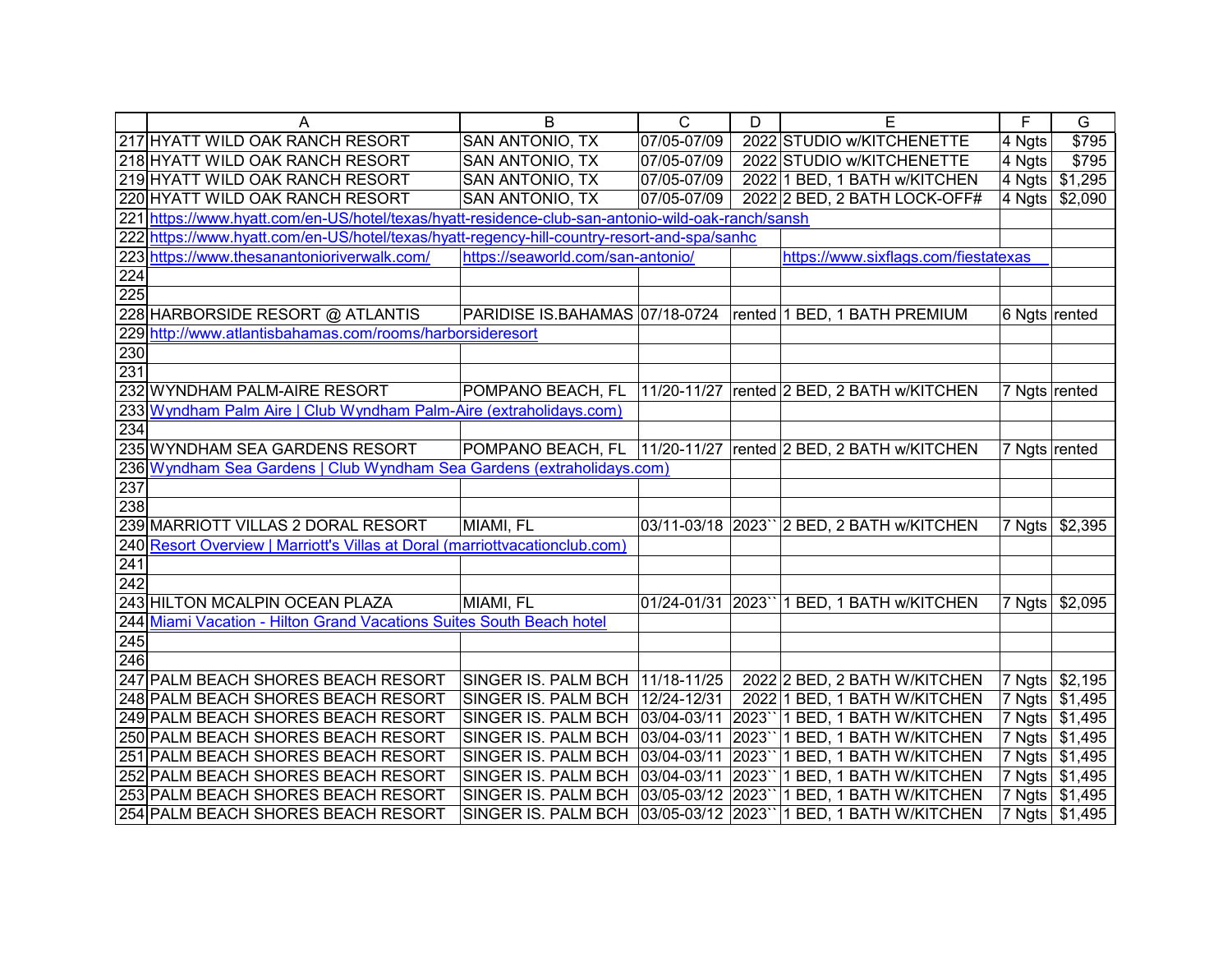| | A | B | C | D | E | F | G |
|---|---|---|---|---|---|---|---|
| 217 | HYATT WILD OAK RANCH RESORT | SAN ANTONIO, TX | 07/05-07/09 | 2022 | STUDIO w/KITCHENETTE | 4 Ngts | $795 |
| 218 | HYATT WILD OAK RANCH RESORT | SAN ANTONIO, TX | 07/05-07/09 | 2022 | STUDIO w/KITCHENETTE | 4 Ngts | $795 |
| 219 | HYATT WILD OAK RANCH RESORT | SAN ANTONIO, TX | 07/05-07/09 | 2022 | 1 BED, 1 BATH w/KITCHEN | 4 Ngts | $1,295 |
| 220 | HYATT WILD OAK RANCH RESORT | SAN ANTONIO, TX | 07/05-07/09 | 2022 | 2 BED, 2 BATH LOCK-OFF# | 4 Ngts | $2,090 |
| 221 | https://www.hyatt.com/en-US/hotel/texas/hyatt-residence-club-san-antonio-wild-oak-ranch/sansh | | | | | | |
| 222 | https://www.hyatt.com/en-US/hotel/texas/hyatt-regency-hill-country-resort-and-spa/sanhc | | | | | | |
| 223 | https://www.thesanantonioriverwalk.com/ | https://seaworld.com/san-antonio/ | | | https://www.sixflags.com/fiestatexas | | |
| 224 | | | | | | | |
| 225 | | | | | | | |
| 228 | HARBORSIDE RESORT @ ATLANTIS | PARIDISE IS.BAHAMAS | 07/18-0724 | rented | 1 BED, 1 BATH PREMIUM | 6 Ngts | rented |
| 229 | http://www.atlantisbahamas.com/rooms/harborsideresort | | | | | | |
| 230 | | | | | | | |
| 231 | | | | | | | |
| 232 | WYNDHAM PALM-AIRE RESORT | POMPANO BEACH, FL | 11/20-11/27 | rented | 2 BED, 2 BATH w/KITCHEN | 7 Ngts | rented |
| 233 | Wyndham Palm Aire \| Club Wyndham Palm-Aire (extraholidays.com) | | | | | | |
| 234 | | | | | | | |
| 235 | WYNDHAM SEA GARDENS RESORT | POMPANO BEACH, FL | 11/20-11/27 | rented | 2 BED, 2 BATH w/KITCHEN | 7 Ngts | rented |
| 236 | Wyndham Sea Gardens \| Club Wyndham Sea Gardens (extraholidays.com) | | | | | | |
| 237 | | | | | | | |
| 238 | | | | | | | |
| 239 | MARRIOTT VILLAS 2 DORAL RESORT | MIAMI, FL | 03/11-03/18 | 2023`` | 2 BED, 2 BATH w/KITCHEN | 7 Ngts | $2,395 |
| 240 | Resort Overview \| Marriott's Villas at Doral (marriottvacationclub.com) | | | | | | |
| 241 | | | | | | | |
| 242 | | | | | | | |
| 243 | HILTON MCALPIN OCEAN PLAZA | MIAMI, FL | 01/24-01/31 | 2023`` | 1 BED, 1 BATH w/KITCHEN | 7 Ngts | $2,095 |
| 244 | Miami Vacation - Hilton Grand Vacations Suites South Beach hotel | | | | | | |
| 245 | | | | | | | |
| 246 | | | | | | | |
| 247 | PALM BEACH SHORES BEACH RESORT | SINGER IS. PALM BCH | 11/18-11/25 | 2022 | 2 BED, 2 BATH W/KITCHEN | 7 Ngts | $2,195 |
| 248 | PALM BEACH SHORES BEACH RESORT | SINGER IS. PALM BCH | 12/24-12/31 | 2022 | 1 BED, 1 BATH W/KITCHEN | 7 Ngts | $1,495 |
| 249 | PALM BEACH SHORES BEACH RESORT | SINGER IS. PALM BCH | 03/04-03/11 | 2023`` | 1 BED, 1 BATH W/KITCHEN | 7 Ngts | $1,495 |
| 250 | PALM BEACH SHORES BEACH RESORT | SINGER IS. PALM BCH | 03/04-03/11 | 2023`` | 1 BED, 1 BATH W/KITCHEN | 7 Ngts | $1,495 |
| 251 | PALM BEACH SHORES BEACH RESORT | SINGER IS. PALM BCH | 03/04-03/11 | 2023`` | 1 BED, 1 BATH W/KITCHEN | 7 Ngts | $1,495 |
| 252 | PALM BEACH SHORES BEACH RESORT | SINGER IS. PALM BCH | 03/04-03/11 | 2023`` | 1 BED, 1 BATH W/KITCHEN | 7 Ngts | $1,495 |
| 253 | PALM BEACH SHORES BEACH RESORT | SINGER IS. PALM BCH | 03/05-03/12 | 2023`` | 1 BED, 1 BATH W/KITCHEN | 7 Ngts | $1,495 |
| 254 | PALM BEACH SHORES BEACH RESORT | SINGER IS. PALM BCH | 03/05-03/12 | 2023`` | 1 BED, 1 BATH W/KITCHEN | 7 Ngts | $1,495 |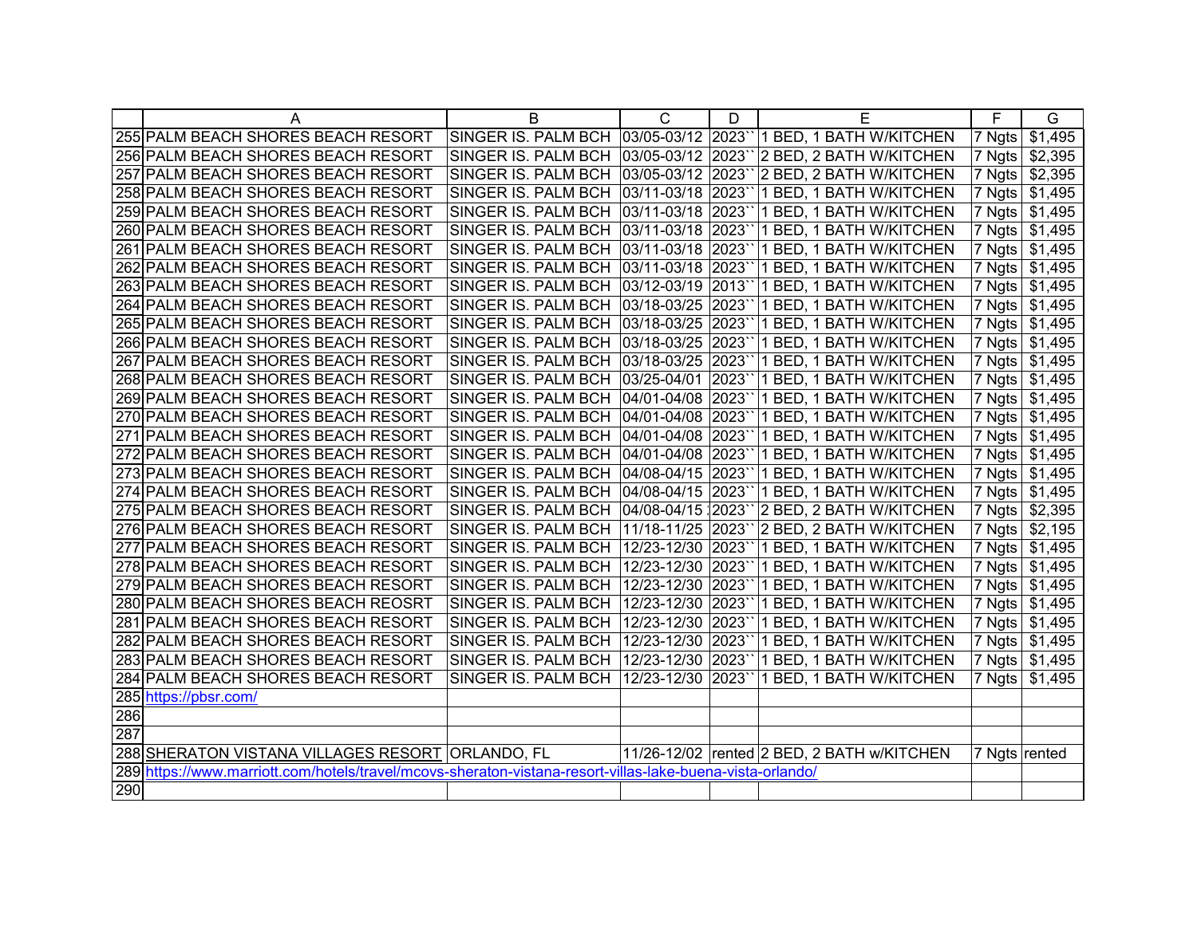| | A | B | C | D | E | F | G |
|---|---|---|---|---|---|---|---|
| 255 | PALM BEACH SHORES BEACH RESORT | SINGER IS. PALM BCH | 03/05-03/12 | 2023`` | 1 BED, 1 BATH W/KITCHEN | 7 Ngts | $1,495 |
| 256 | PALM BEACH SHORES BEACH RESORT | SINGER IS. PALM BCH | 03/05-03/12 | 2023`` | 2 BED, 2 BATH W/KITCHEN | 7 Ngts | $2,395 |
| 257 | PALM BEACH SHORES BEACH RESORT | SINGER IS. PALM BCH | 03/05-03/12 | 2023`` | 2 BED, 2 BATH W/KITCHEN | 7 Ngts | $2,395 |
| 258 | PALM BEACH SHORES BEACH RESORT | SINGER IS. PALM BCH | 03/11-03/18 | 2023`` | 1 BED, 1 BATH W/KITCHEN | 7 Ngts | $1,495 |
| 259 | PALM BEACH SHORES BEACH RESORT | SINGER IS. PALM BCH | 03/11-03/18 | 2023`` | 1 BED, 1 BATH W/KITCHEN | 7 Ngts | $1,495 |
| 260 | PALM BEACH SHORES BEACH RESORT | SINGER IS. PALM BCH | 03/11-03/18 | 2023`` | 1 BED, 1 BATH W/KITCHEN | 7 Ngts | $1,495 |
| 261 | PALM BEACH SHORES BEACH RESORT | SINGER IS. PALM BCH | 03/11-03/18 | 2023`` | 1 BED, 1 BATH W/KITCHEN | 7 Ngts | $1,495 |
| 262 | PALM BEACH SHORES BEACH RESORT | SINGER IS. PALM BCH | 03/11-03/18 | 2023`` | 1 BED, 1 BATH W/KITCHEN | 7 Ngts | $1,495 |
| 263 | PALM BEACH SHORES BEACH RESORT | SINGER IS. PALM BCH | 03/12-03/19 | 2013`` | 1 BED, 1 BATH W/KITCHEN | 7 Ngts | $1,495 |
| 264 | PALM BEACH SHORES BEACH RESORT | SINGER IS. PALM BCH | 03/18-03/25 | 2023`` | 1 BED, 1 BATH W/KITCHEN | 7 Ngts | $1,495 |
| 265 | PALM BEACH SHORES BEACH RESORT | SINGER IS. PALM BCH | 03/18-03/25 | 2023`` | 1 BED, 1 BATH W/KITCHEN | 7 Ngts | $1,495 |
| 266 | PALM BEACH SHORES BEACH RESORT | SINGER IS. PALM BCH | 03/18-03/25 | 2023`` | 1 BED, 1 BATH W/KITCHEN | 7 Ngts | $1,495 |
| 267 | PALM BEACH SHORES BEACH RESORT | SINGER IS. PALM BCH | 03/18-03/25 | 2023`` | 1 BED, 1 BATH W/KITCHEN | 7 Ngts | $1,495 |
| 268 | PALM BEACH SHORES BEACH RESORT | SINGER IS. PALM BCH | 03/25-04/01 | 2023`` | 1 BED, 1 BATH W/KITCHEN | 7 Ngts | $1,495 |
| 269 | PALM BEACH SHORES BEACH RESORT | SINGER IS. PALM BCH | 04/01-04/08 | 2023`` | 1 BED, 1 BATH W/KITCHEN | 7 Ngts | $1,495 |
| 270 | PALM BEACH SHORES BEACH RESORT | SINGER IS. PALM BCH | 04/01-04/08 | 2023`` | 1 BED, 1 BATH W/KITCHEN | 7 Ngts | $1,495 |
| 271 | PALM BEACH SHORES BEACH RESORT | SINGER IS. PALM BCH | 04/01-04/08 | 2023`` | 1 BED, 1 BATH W/KITCHEN | 7 Ngts | $1,495 |
| 272 | PALM BEACH SHORES BEACH RESORT | SINGER IS. PALM BCH | 04/01-04/08 | 2023`` | 1 BED, 1 BATH W/KITCHEN | 7 Ngts | $1,495 |
| 273 | PALM BEACH SHORES BEACH RESORT | SINGER IS. PALM BCH | 04/08-04/15 | 2023`` | 1 BED, 1 BATH W/KITCHEN | 7 Ngts | $1,495 |
| 274 | PALM BEACH SHORES BEACH RESORT | SINGER IS. PALM BCH | 04/08-04/15 | 2023`` | 1 BED, 1 BATH W/KITCHEN | 7 Ngts | $1,495 |
| 275 | PALM BEACH SHORES BEACH RESORT | SINGER IS. PALM BCH | 04/08-04/15 | 2023`` | 2 BED, 2 BATH W/KITCHEN | 7 Ngts | $2,395 |
| 276 | PALM BEACH SHORES BEACH RESORT | SINGER IS. PALM BCH | 11/18-11/25 | 2023`` | 2 BED, 2 BATH W/KITCHEN | 7 Ngts | $2,195 |
| 277 | PALM BEACH SHORES BEACH RESORT | SINGER IS. PALM BCH | 12/23-12/30 | 2023`` | 1 BED, 1 BATH W/KITCHEN | 7 Ngts | $1,495 |
| 278 | PALM BEACH SHORES BEACH RESORT | SINGER IS. PALM BCH | 12/23-12/30 | 2023`` | 1 BED, 1 BATH W/KITCHEN | 7 Ngts | $1,495 |
| 279 | PALM BEACH SHORES BEACH RESORT | SINGER IS. PALM BCH | 12/23-12/30 | 2023`` | 1 BED, 1 BATH W/KITCHEN | 7 Ngts | $1,495 |
| 280 | PALM BEACH SHORES BEACH REOSRT | SINGER IS. PALM BCH | 12/23-12/30 | 2023`` | 1 BED, 1 BATH W/KITCHEN | 7 Ngts | $1,495 |
| 281 | PALM BEACH SHORES BEACH RESORT | SINGER IS. PALM BCH | 12/23-12/30 | 2023`` | 1 BED, 1 BATH W/KITCHEN | 7 Ngts | $1,495 |
| 282 | PALM BEACH SHORES BEACH RESORT | SINGER IS. PALM BCH | 12/23-12/30 | 2023`` | 1 BED, 1 BATH W/KITCHEN | 7 Ngts | $1,495 |
| 283 | PALM BEACH SHORES BEACH RESORT | SINGER IS. PALM BCH | 12/23-12/30 | 2023`` | 1 BED, 1 BATH W/KITCHEN | 7 Ngts | $1,495 |
| 284 | PALM BEACH SHORES BEACH RESORT | SINGER IS. PALM BCH | 12/23-12/30 | 2023`` | 1 BED, 1 BATH W/KITCHEN | 7 Ngts | $1,495 |
| 285 | https://pbsr.com/ | | | | | | |
| 286 | | | | | | | |
| 287 | | | | | | | |
| 288 | SHERATON VISTANA VILLAGES RESORT | ORLANDO, FL | 11/26-12/02 | rented | 2 BED, 2 BATH w/KITCHEN | 7 Ngts | rented |
| 289 | https://www.marriott.com/hotels/travel/mcovs-sheraton-vistana-resort-villas-lake-buena-vista-orlando/ | | | | | | |
| 290 | | | | | | | |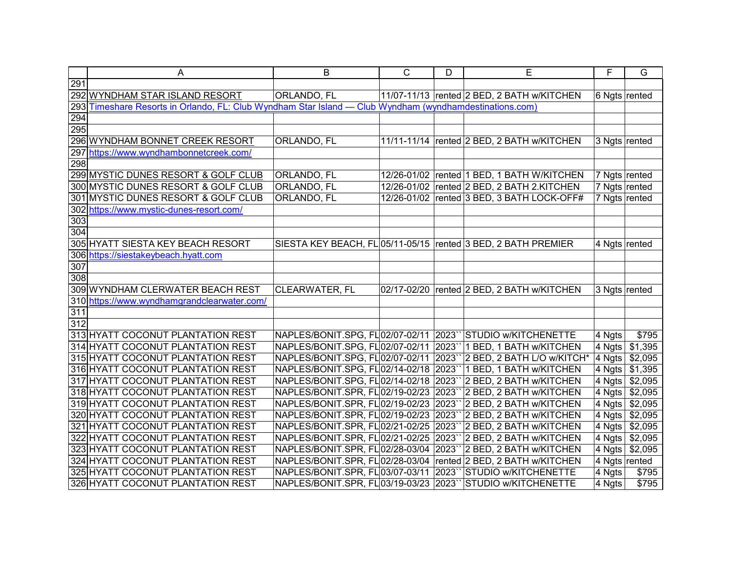| | A | B | C | D | E | F | G |
|---|---|---|---|---|---|---|---|
| 291 | | | | | | | |
| 292 | WYNDHAM STAR ISLAND RESORT | ORLANDO, FL | 11/07-11/13 | rented | 2 BED, 2 BATH w/KITCHEN | 6 Ngts | rented |
| 293 | Timeshare Resorts in Orlando, FL: Club Wyndham Star Island — Club Wyndham (wyndhamdestinations.com) | | | | | | |
| 294 | | | | | | | |
| 295 | | | | | | | |
| 296 | WYNDHAM BONNET CREEK RESORT | ORLANDO, FL | 11/11-11/14 | rented | 2 BED, 2 BATH w/KITCHEN | 3 Ngts | rented |
| 297 | https://www.wyndhambonnetcreek.com/ | | | | | | |
| 298 | | | | | | | |
| 299 | MYSTIC DUNES RESORT & GOLF CLUB | ORLANDO, FL | 12/26-01/02 | rented | 1 BED, 1 BATH W/KITCHEN | 7 Ngts | rented |
| 300 | MYSTIC DUNES RESORT & GOLF CLUB | ORLANDO, FL | 12/26-01/02 | rented | 2 BED, 2 BATH 2.KITCHEN | 7 Ngts | rented |
| 301 | MYSTIC DUNES RESORT & GOLF CLUB | ORLANDO, FL | 12/26-01/02 | rented | 3 BED, 3 BATH LOCK-OFF# | 7 Ngts | rented |
| 302 | https://www.mystic-dunes-resort.com/ | | | | | | |
| 303 | | | | | | | |
| 304 | | | | | | | |
| 305 | HYATT SIESTA KEY BEACH RESORT | SIESTA KEY BEACH, FL | 05/11-05/15 | rented | 3 BED, 2 BATH PREMIER | 4 Ngts | rented |
| 306 | https://siestakeybeach.hyatt.com | | | | | | |
| 307 | | | | | | | |
| 308 | | | | | | | |
| 309 | WYNDHAM CLERWATER BEACH REST | CLEARWATER, FL | 02/17-02/20 | rented | 2 BED, 2 BATH w/KITCHEN | 3 Ngts | rented |
| 310 | https://www.wyndhamgrandclearwater.com/ | | | | | | |
| 311 | | | | | | | |
| 312 | | | | | | | |
| 313 | HYATT COCONUT PLANTATION REST | NAPLES/BONIT.SPG, FL | 02/07-02/11 | 2023`` | STUDIO w/KITCHENETTE | 4 Ngts | $795 |
| 314 | HYATT COCONUT PLANTATION REST | NAPLES/BONIT.SPG, FL | 02/07-02/11 | 2023`` | 1 BED, 1 BATH w/KITCHEN | 4 Ngts | $1,395 |
| 315 | HYATT COCONUT PLANTATION REST | NAPLES/BONIT.SPG, FL | 02/07-02/11 | 2023`` | 2 BED, 2 BATH L/O w/KITCH* | 4 Ngts | $2,095 |
| 316 | HYATT COCONUT PLANTATION REST | NAPLES/BONIT.SPG, FL | 02/14-02/18 | 2023`` | 1 BED, 1 BATH w/KITCHEN | 4 Ngts | $1,395 |
| 317 | HYATT COCONUT PLANTATION REST | NAPLES/BONIT.SPG, FL | 02/14-02/18 | 2023`` | 2 BED, 2 BATH w/KITCHEN | 4 Ngts | $2,095 |
| 318 | HYATT COCONUT PLANTATION REST | NAPLES/BONIT.SPR, FL | 02/19-02/23 | 2023`` | 2 BED, 2 BATH w/KITCHEN | 4 Ngts | $2,095 |
| 319 | HYATT COCONUT PLANTATION REST | NAPLES/BONIT.SPR, FL | 02/19-02/23 | 2023`` | 2 BED, 2 BATH w/KITCHEN | 4 Ngts | $2,095 |
| 320 | HYATT COCONUT PLANTATION REST | NAPLES/BONIT.SPR, FL | 02/19-02/23 | 2023`` | 2 BED, 2 BATH w/KITCHEN | 4 Ngts | $2,095 |
| 321 | HYATT COCONUT PLANTATION REST | NAPLES/BONIT.SPR, FL | 02/21-02/25 | 2023`` | 2 BED, 2 BATH w/KITCHEN | 4 Ngts | $2,095 |
| 322 | HYATT COCONUT PLANTATION REST | NAPLES/BONIT.SPR, FL | 02/21-02/25 | 2023`` | 2 BED, 2 BATH w/KITCHEN | 4 Ngts | $2,095 |
| 323 | HYATT COCONUT PLANTATION REST | NAPLES/BONIT.SPR, FL | 02/28-03/04 | 2023`` | 2 BED, 2 BATH w/KITCHEN | 4 Ngts | $2,095 |
| 324 | HYATT COCONUT PLANTATION REST | NAPLES/BONIT.SPR, FL | 02/28-03/04 | rented | 2 BED, 2 BATH w/KITCHEN | 4 Ngts | rented |
| 325 | HYATT COCONUT PLANTATION REST | NAPLES/BONIT.SPR, FL | 03/07-03/11 | 2023`` | STUDIO w/KITCHENETTE | 4 Ngts | $795 |
| 326 | HYATT COCONUT PLANTATION REST | NAPLES/BONIT.SPR, FL | 03/19-03/23 | 2023`` | STUDIO w/KITCHENETTE | 4 Ngts | $795 |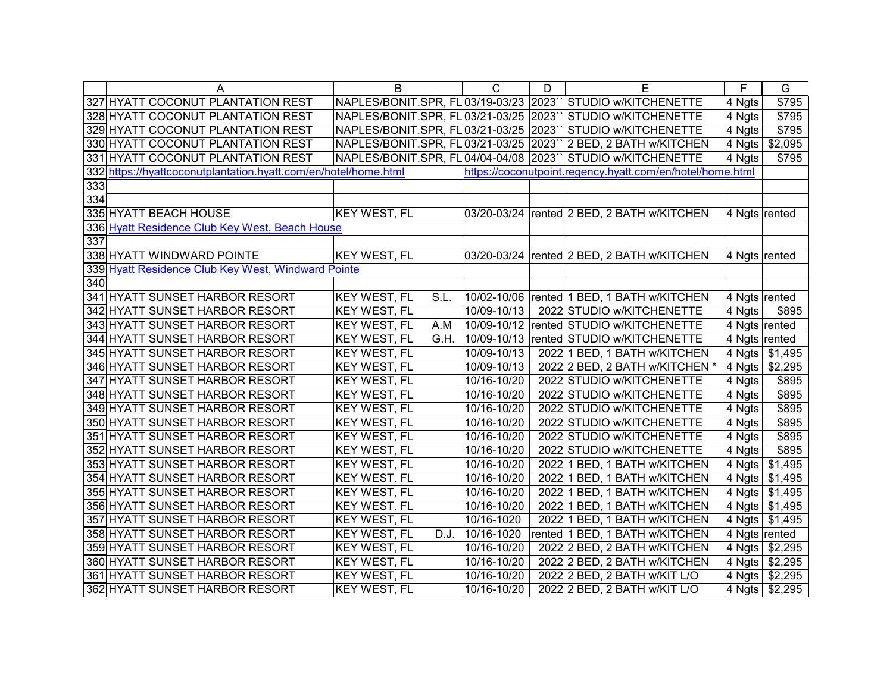| | A | B | C | D | E | F | G |
|---|---|---|---|---|---|---|---|
| 327 | HYATT COCONUT PLANTATION REST | NAPLES/BONIT.SPR, FL | 03/19-03/23 | 2023`` | STUDIO w/KITCHENETTE | 4 Ngts | $795 |
| 328 | HYATT COCONUT PLANTATION REST | NAPLES/BONIT.SPR, FL | 03/21-03/25 | 2023`` | STUDIO w/KITCHENETTE | 4 Ngts | $795 |
| 329 | HYATT COCONUT PLANTATION REST | NAPLES/BONIT.SPR, FL | 03/21-03/25 | 2023`` | STUDIO w/KITCHENETTE | 4 Ngts | $795 |
| 330 | HYATT COCONUT PLANTATION REST | NAPLES/BONIT.SPR, FL | 03/21-03/25 | 2023`` | 2 BED, 2 BATH w/KITCHEN | 4 Ngts | $2,095 |
| 331 | HYATT COCONUT PLANTATION REST | NAPLES/BONIT.SPR, FL | 04/04-04/08 | 2023`` | STUDIO w/KITCHENETTE | 4 Ngts | $795 |
| 332 | https://hyattcoconutplantation.hyatt.com/en/hotel/home.html | | https://coconutpoint.regency.hyatt.com/en/hotel/home.html | | | | |
| 333 | | | | | | | |
| 334 | | | | | | | |
| 335 | HYATT BEACH HOUSE | KEY WEST, FL | 03/20-03/24 | rented | 2 BED, 2 BATH w/KITCHEN | 4 Ngts | rented |
| 336 | Hyatt Residence Club Key West, Beach House | | | | | | |
| 337 | | | | | | | |
| 338 | HYATT WINDWARD POINTE | KEY WEST, FL | 03/20-03/24 | rented | 2 BED, 2 BATH w/KITCHEN | 4 Ngts | rented |
| 339 | Hyatt Residence Club Key West, Windward Pointe | | | | | | |
| 340 | | | | | | | |
| 341 | HYATT SUNSET HARBOR RESORT | KEY WEST, FL S.L. | 10/02-10/06 | rented | 1 BED, 1 BATH w/KITCHEN | 4 Ngts | rented |
| 342 | HYATT SUNSET HARBOR RESORT | KEY WEST, FL | 10/09-10/13 | 2022 | STUDIO w/KITCHENETTE | 4 Ngts | $895 |
| 343 | HYATT SUNSET HARBOR RESORT | KEY WEST, FL A.M | 10/09-10/12 | rented | STUDIO w/KITCHENETTE | 4 Ngts | rented |
| 344 | HYATT SUNSET HARBOR RESORT | KEY WEST, FL G.H. | 10/09-10/13 | rented | STUDIO w/KITCHENETTE | 4 Ngts | rented |
| 345 | HYATT SUNSET HARBOR RESORT | KEY WEST, FL | 10/09-10/13 | 2022 | 1 BED, 1 BATH w/KITCHEN | 4 Ngts | $1,495 |
| 346 | HYATT SUNSET HARBOR RESORT | KEY WEST, FL | 10/09-10/13 | 2022 | 2 BED, 2 BATH w/KITCHEN * | 4 Ngts | $2,295 |
| 347 | HYATT SUNSET HARBOR RESORT | KEY WEST, FL | 10/16-10/20 | 2022 | STUDIO w/KITCHENETTE | 4 Ngts | $895 |
| 348 | HYATT SUNSET HARBOR RESORT | KEY WEST, FL | 10/16-10/20 | 2022 | STUDIO w/KITCHENETTE | 4 Ngts | $895 |
| 349 | HYATT SUNSET HARBOR RESORT | KEY WEST, FL | 10/16-10/20 | 2022 | STUDIO w/KITCHENETTE | 4 Ngts | $895 |
| 350 | HYATT SUNSET HARBOR RESORT | KEY WEST, FL | 10/16-10/20 | 2022 | STUDIO w/KITCHENETTE | 4 Ngts | $895 |
| 351 | HYATT SUNSET HARBOR RESORT | KEY WEST, FL | 10/16-10/20 | 2022 | STUDIO w/KITCHENETTE | 4 Ngts | $895 |
| 352 | HYATT SUNSET HARBOR RESORT | KEY WEST, FL | 10/16-10/20 | 2022 | STUDIO w/KITCHENETTE | 4 Ngts | $895 |
| 353 | HYATT SUNSET HARBOR RESORT | KEY WEST, FL | 10/16-10/20 | 2022 | 1 BED, 1 BATH w/KITCHEN | 4 Ngts | $1,495 |
| 354 | HYATT SUNSET HARBOR RESORT | KEY WEST. FL | 10/16-10/20 | 2022 | 1 BED, 1 BATH w/KITCHEN | 4 Ngts | $1,495 |
| 355 | HYATT SUNSET HARBOR RESORT | KEY WEST, FL | 10/16-10/20 | 2022 | 1 BED, 1 BATH w/KITCHEN | 4 Ngts | $1,495 |
| 356 | HYATT SUNSET HARBOR RESORT | KEY WEST. FL | 10/16-10/20 | 2022 | 1 BED, 1 BATH w/KITCHEN | 4 Ngts | $1,495 |
| 357 | HYATT SUNSET HARBOR RESORT | KEY WEST, FL | 10/16-1020 | 2022 | 1 BED, 1 BATH w/KITCHEN | 4 Ngts | $1,495 |
| 358 | HYATT SUNSET HARBOR RESORT | KEY WEST, FL D.J. | 10/16-1020 | rented | 1 BED, 1 BATH w/KITCHEN | 4 Ngts | rented |
| 359 | HYATT SUNSET HARBOR RESORT | KEY WEST, FL | 10/16-10/20 | 2022 | 2 BED, 2 BATH w/KITCHEN | 4 Ngts | $2,295 |
| 360 | HYATT SUNSET HARBOR RESORT | KEY WEST, FL | 10/16-10/20 | 2022 | 2 BED, 2 BATH w/KITCHEN | 4 Ngts | $2,295 |
| 361 | HYATT SUNSET HARBOR RESORT | KEY WEST, FL | 10/16-10/20 | 2022 | 2 BED, 2 BATH w/KIT L/O | 4 Ngts | $2,295 |
| 362 | HYATT SUNSET HARBOR RESORT | KEY WEST, FL | 10/16-10/20 | 2022 | 2 BED, 2 BATH w/KIT L/O | 4 Ngts | $2,295 |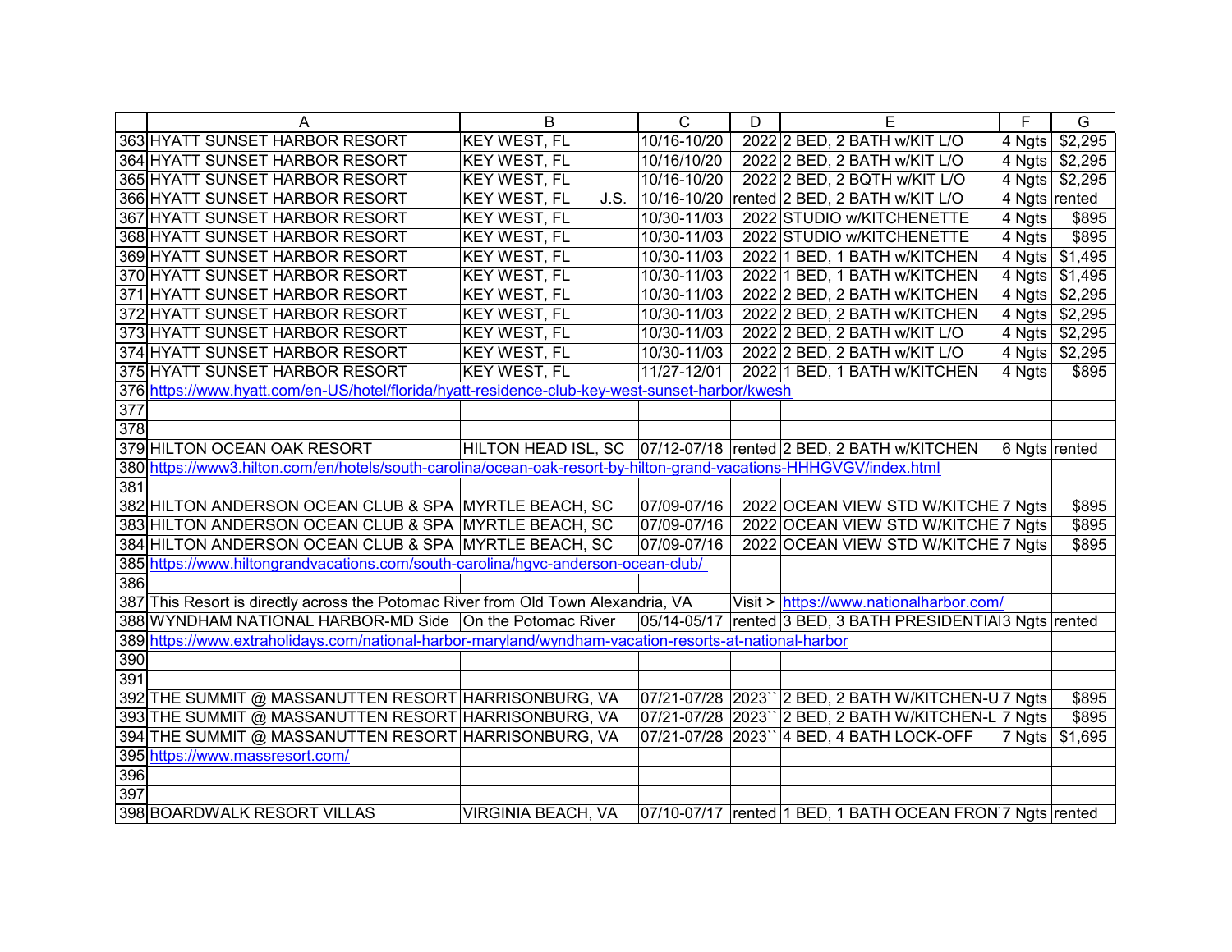| | A | B | C | D | E | F | G |
|---|---|---|---|---|---|---|---|
| 363 | HYATT SUNSET HARBOR RESORT | KEY WEST, FL | 10/16-10/20 | 2022 | 2 BED, 2 BATH w/KIT L/O | 4 Ngts | $2,295 |
| 364 | HYATT SUNSET HARBOR RESORT | KEY WEST, FL | 10/16/10/20 | 2022 | 2 BED, 2 BATH w/KIT L/O | 4 Ngts | $2,295 |
| 365 | HYATT SUNSET HARBOR RESORT | KEY WEST, FL | 10/16-10/20 | 2022 | 2 BED, 2 BQTH w/KIT L/O | 4 Ngts | $2,295 |
| 366 | HYATT SUNSET HARBOR RESORT | KEY WEST, FL J.S. | 10/16-10/20 | rented | 2 BED, 2 BATH w/KIT L/O | 4 Ngts | rented |
| 367 | HYATT SUNSET HARBOR RESORT | KEY WEST, FL | 10/30-11/03 | 2022 | STUDIO w/KITCHENETTE | 4 Ngts | $895 |
| 368 | HYATT SUNSET HARBOR RESORT | KEY WEST, FL | 10/30-11/03 | 2022 | STUDIO w/KITCHENETTE | 4 Ngts | $895 |
| 369 | HYATT SUNSET HARBOR RESORT | KEY WEST, FL | 10/30-11/03 | 2022 | 1 BED, 1 BATH w/KITCHEN | 4 Ngts | $1,495 |
| 370 | HYATT SUNSET HARBOR RESORT | KEY WEST, FL | 10/30-11/03 | 2022 | 1 BED, 1 BATH w/KITCHEN | 4 Ngts | $1,495 |
| 371 | HYATT SUNSET HARBOR RESORT | KEY WEST, FL | 10/30-11/03 | 2022 | 2 BED, 2 BATH w/KITCHEN | 4 Ngts | $2,295 |
| 372 | HYATT SUNSET HARBOR RESORT | KEY WEST, FL | 10/30-11/03 | 2022 | 2 BED, 2 BATH w/KITCHEN | 4 Ngts | $2,295 |
| 373 | HYATT SUNSET HARBOR RESORT | KEY WEST, FL | 10/30-11/03 | 2022 | 2 BED, 2 BATH w/KIT L/O | 4 Ngts | $2,295 |
| 374 | HYATT SUNSET HARBOR RESORT | KEY WEST, FL | 10/30-11/03 | 2022 | 2 BED, 2 BATH w/KIT L/O | 4 Ngts | $2,295 |
| 375 | HYATT SUNSET HARBOR RESORT | KEY WEST, FL | 11/27-12/01 | 2022 | 1 BED, 1 BATH w/KITCHEN | 4 Ngts | $895 |
| 376 | https://www.hyatt.com/en-US/hotel/florida/hyatt-residence-club-key-west-sunset-harbor/kwesh | | | | | | |
| 377 | | | | | | | |
| 378 | | | | | | | |
| 379 | HILTON OCEAN OAK RESORT | HILTON HEAD ISL, SC | 07/12-07/18 | rented | 2 BED, 2 BATH w/KITCHEN | 6 Ngts | rented |
| 380 | https://www3.hilton.com/en/hotels/south-carolina/ocean-oak-resort-by-hilton-grand-vacations-HHHGVGV/index.html | | | | | | |
| 381 | | | | | | | |
| 382 | HILTON ANDERSON OCEAN CLUB & SPA | MYRTLE BEACH, SC | 07/09-07/16 | 2022 | OCEAN VIEW STD W/KITCHE | 7 Ngts | $895 |
| 383 | HILTON ANDERSON OCEAN CLUB & SPA | MYRTLE BEACH, SC | 07/09-07/16 | 2022 | OCEAN VIEW STD W/KITCHE | 7 Ngts | $895 |
| 384 | HILTON ANDERSON OCEAN CLUB & SPA | MYRTLE BEACH, SC | 07/09-07/16 | 2022 | OCEAN VIEW STD W/KITCHE | 7 Ngts | $895 |
| 385 | https://www.hiltongrandvacations.com/south-carolina/hgvc-anderson-ocean-club/ | | | | | | |
| 386 | | | | | | | |
| 387 | This Resort is directly across the Potomac River from Old Town Alexandria, VA | | | Visit > | https://www.nationalharbor.com/ | | |
| 388 | WYNDHAM NATIONAL HARBOR-MD Side | On the Potomac River | 05/14-05/17 | rented | 3 BED, 3 BATH PRESIDENTIA | 3 Ngts | rented |
| 389 | https://www.extraholidays.com/national-harbor-maryland/wyndham-vacation-resorts-at-national-harbor | | | | | | |
| 390 | | | | | | | |
| 391 | | | | | | | |
| 392 | THE SUMMIT @ MASSANUTTEN RESORT | HARRISONBURG, VA | 07/21-07/28 | 2023`` | 2 BED, 2 BATH W/KITCHEN-U | 7 Ngts | $895 |
| 393 | THE SUMMIT @ MASSANUTTEN RESORT | HARRISONBURG, VA | 07/21-07/28 | 2023`` | 2 BED, 2 BATH W/KITCHEN-L | 7 Ngts | $895 |
| 394 | THE SUMMIT @ MASSANUTTEN RESORT | HARRISONBURG, VA | 07/21-07/28 | 2023`` | 4 BED, 4 BATH LOCK-OFF | 7 Ngts | $1,695 |
| 395 | https://www.massresort.com/ | | | | | | |
| 396 | | | | | | | |
| 397 | | | | | | | |
| 398 | BOARDWALK RESORT VILLAS | VIRGINIA BEACH, VA | 07/10-07/17 | rented | 1 BED, 1 BATH OCEAN FRON | 7 Ngts | rented |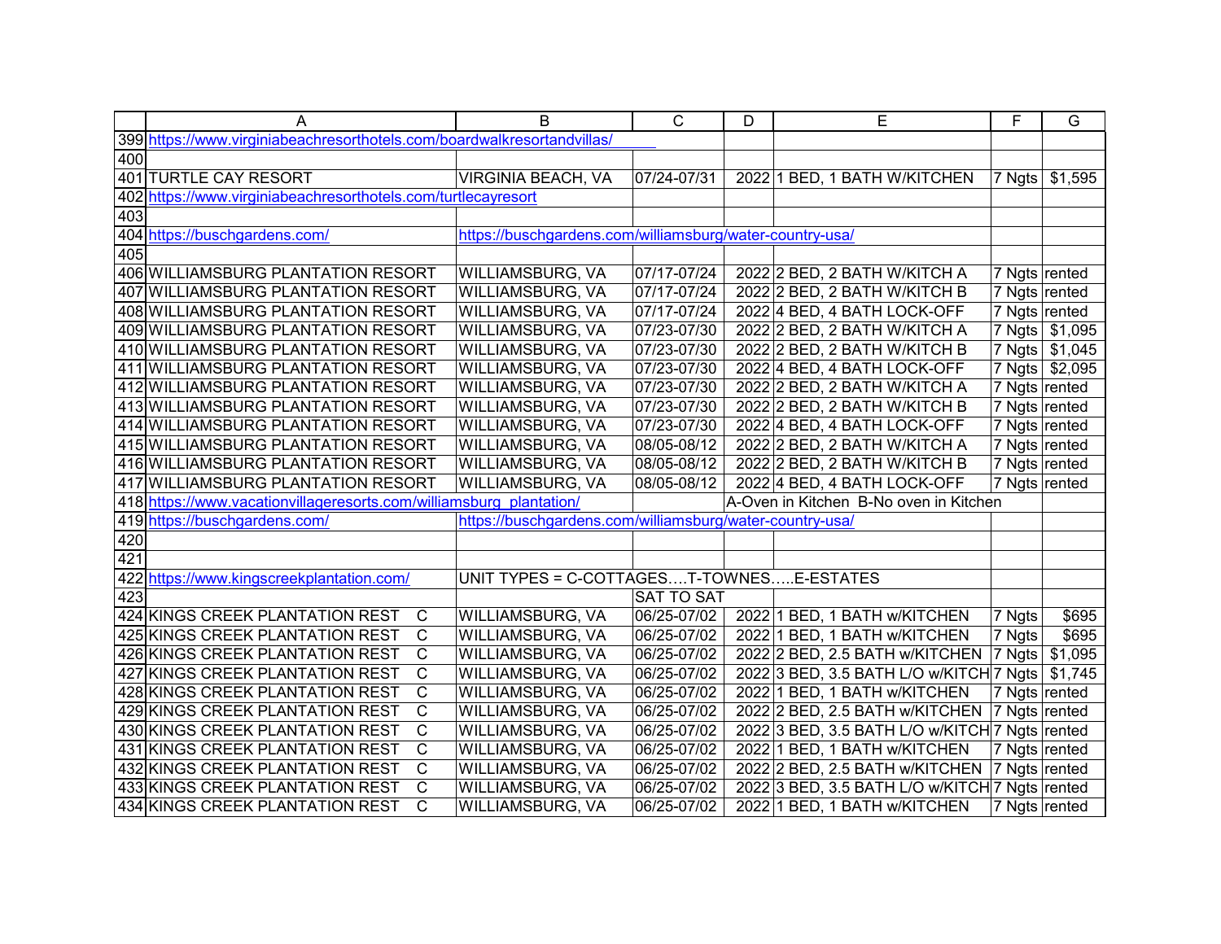| | A | B | C | D | E | F | G |
|---|---|---|---|---|---|---|---|
| 399 | https://www.virginiabeachresorthotels.com/boardwalkresortandvillas/ | | | | | | |
| 400 | | | | | | | |
| 401 | TURTLE CAY RESORT | VIRGINIA BEACH, VA | 07/24-07/31 | 2022 | 1 BED, 1 BATH W/KITCHEN | 7 Ngts | $1,595 |
| 402 | https://www.virginiabeachresorthotels.com/turtlecayresort | | | | | | |
| 403 | | | | | | | |
| 404 | https://buschgardens.com/ | https://buschgardens.com/williamsburg/water-country-usa/ | | | | | |
| 405 | | | | | | | |
| 406 | WILLIAMSBURG PLANTATION RESORT | WILLIAMSBURG, VA | 07/17-07/24 | 2022 | 2 BED, 2 BATH W/KITCH A | 7 Ngts | rented |
| 407 | WILLIAMSBURG PLANTATION RESORT | WILLIAMSBURG, VA | 07/17-07/24 | 2022 | 2 BED, 2 BATH W/KITCH B | 7 Ngts | rented |
| 408 | WILLIAMSBURG PLANTATION RESORT | WILLIAMSBURG, VA | 07/17-07/24 | 2022 | 4 BED, 4 BATH LOCK-OFF | 7 Ngts | rented |
| 409 | WILLIAMSBURG PLANTATION RESORT | WILLIAMSBURG, VA | 07/23-07/30 | 2022 | 2 BED, 2 BATH W/KITCH A | 7 Ngts | $1,095 |
| 410 | WILLIAMSBURG PLANTATION RESORT | WILLIAMSBURG, VA | 07/23-07/30 | 2022 | 2 BED, 2 BATH W/KITCH B | 7 Ngts | $1,045 |
| 411 | WILLIAMSBURG PLANTATION RESORT | WILLIAMSBURG, VA | 07/23-07/30 | 2022 | 4 BED, 4 BATH LOCK-OFF | 7 Ngts | $2,095 |
| 412 | WILLIAMSBURG PLANTATION RESORT | WILLIAMSBURG, VA | 07/23-07/30 | 2022 | 2 BED, 2 BATH W/KITCH A | 7 Ngts | rented |
| 413 | WILLIAMSBURG PLANTATION RESORT | WILLIAMSBURG, VA | 07/23-07/30 | 2022 | 2 BED, 2 BATH W/KITCH B | 7 Ngts | rented |
| 414 | WILLIAMSBURG PLANTATION RESORT | WILLIAMSBURG, VA | 07/23-07/30 | 2022 | 4 BED, 4 BATH LOCK-OFF | 7 Ngts | rented |
| 415 | WILLIAMSBURG PLANTATION RESORT | WILLIAMSBURG, VA | 08/05-08/12 | 2022 | 2 BED, 2 BATH W/KITCH A | 7 Ngts | rented |
| 416 | WILLIAMSBURG PLANTATION RESORT | WILLIAMSBURG, VA | 08/05-08/12 | 2022 | 2 BED, 2 BATH W/KITCH B | 7 Ngts | rented |
| 417 | WILLIAMSBURG PLANTATION RESORT | WILLIAMSBURG, VA | 08/05-08/12 | 2022 | 4 BED, 4 BATH LOCK-OFF | 7 Ngts | rented |
| 418 | https://www.vacationvillageresorts.com/williamsburg_plantation/ | | | A-Oven in Kitchen B-No oven in Kitchen | | | |
| 419 | https://buschgardens.com/ | https://buschgardens.com/williamsburg/water-country-usa/ | | | | | |
| 420 | | | | | | | |
| 421 | | | | | | | |
| 422 | https://www.kingscreekplantation.com/ | UNIT TYPES = C-COTTAGES….T-TOWNES…..E-ESTATES | | | | | |
| 423 | | | SAT TO SAT | | | | |
| 424 | KINGS CREEK PLANTATION REST C | WILLIAMSBURG, VA | 06/25-07/02 | 2022 | 1 BED, 1 BATH w/KITCHEN | 7 Ngts | $695 |
| 425 | KINGS CREEK PLANTATION REST C | WILLIAMSBURG, VA | 06/25-07/02 | 2022 | 1 BED, 1 BATH w/KITCHEN | 7 Ngts | $695 |
| 426 | KINGS CREEK PLANTATION REST C | WILLIAMSBURG, VA | 06/25-07/02 | 2022 | 2 BED, 2.5 BATH w/KITCHEN | 7 Ngts | $1,095 |
| 427 | KINGS CREEK PLANTATION REST C | WILLIAMSBURG, VA | 06/25-07/02 | 2022 | 3 BED, 3.5 BATH L/O w/KITCH | 7 Ngts | $1,745 |
| 428 | KINGS CREEK PLANTATION REST C | WILLIAMSBURG, VA | 06/25-07/02 | 2022 | 1 BED, 1 BATH w/KITCHEN | 7 Ngts | rented |
| 429 | KINGS CREEK PLANTATION REST C | WILLIAMSBURG, VA | 06/25-07/02 | 2022 | 2 BED, 2.5 BATH w/KITCHEN | 7 Ngts | rented |
| 430 | KINGS CREEK PLANTATION REST C | WILLIAMSBURG, VA | 06/25-07/02 | 2022 | 3 BED, 3.5 BATH L/O w/KITCH | 7 Ngts | rented |
| 431 | KINGS CREEK PLANTATION REST C | WILLIAMSBURG, VA | 06/25-07/02 | 2022 | 1 BED, 1 BATH w/KITCHEN | 7 Ngts | rented |
| 432 | KINGS CREEK PLANTATION REST C | WILLIAMSBURG, VA | 06/25-07/02 | 2022 | 2 BED, 2.5 BATH w/KITCHEN | 7 Ngts | rented |
| 433 | KINGS CREEK PLANTATION REST C | WILLIAMSBURG, VA | 06/25-07/02 | 2022 | 3 BED, 3.5 BATH L/O w/KITCH | 7 Ngts | rented |
| 434 | KINGS CREEK PLANTATION REST C | WILLIAMSBURG, VA | 06/25-07/02 | 2022 | 1 BED, 1 BATH w/KITCHEN | 7 Ngts | rented |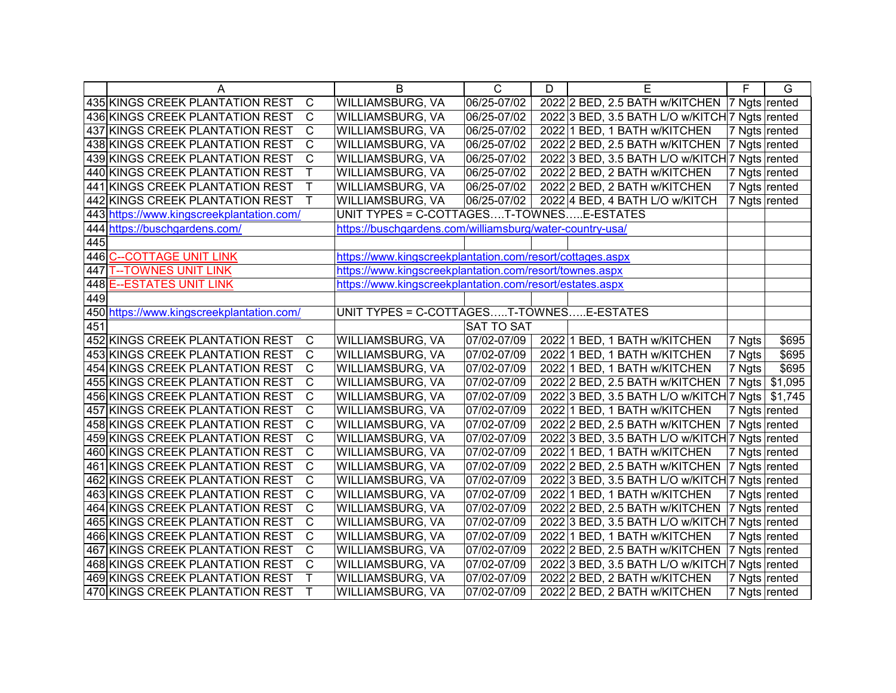| | A | | B | C | D | E | F | G |
|---|---|---|---|---|---|---|---|---|
| 435 | KINGS CREEK PLANTATION REST | C | WILLIAMSBURG, VA | 06/25-07/02 | 2022 | 2 BED, 2.5 BATH w/KITCHEN | 7 Ngts | rented |
| 436 | KINGS CREEK PLANTATION REST | C | WILLIAMSBURG, VA | 06/25-07/02 | 2022 | 3 BED, 3.5 BATH L/O w/KITCH | 7 Ngts | rented |
| 437 | KINGS CREEK PLANTATION REST | C | WILLIAMSBURG, VA | 06/25-07/02 | 2022 | 1 BED, 1 BATH w/KITCHEN | 7 Ngts | rented |
| 438 | KINGS CREEK PLANTATION REST | C | WILLIAMSBURG, VA | 06/25-07/02 | 2022 | 2 BED, 2.5 BATH w/KITCHEN | 7 Ngts | rented |
| 439 | KINGS CREEK PLANTATION REST | C | WILLIAMSBURG, VA | 06/25-07/02 | 2022 | 3 BED, 3.5 BATH L/O w/KITCH | 7 Ngts | rented |
| 440 | KINGS CREEK PLANTATION REST | T | WILLIAMSBURG, VA | 06/25-07/02 | 2022 | 2 BED, 2 BATH w/KITCHEN | 7 Ngts | rented |
| 441 | KINGS CREEK PLANTATION REST | T | WILLIAMSBURG, VA | 06/25-07/02 | 2022 | 2 BED, 2 BATH w/KITCHEN | 7 Ngts | rented |
| 442 | KINGS CREEK PLANTATION REST | T | WILLIAMSBURG, VA | 06/25-07/02 | 2022 | 4 BED, 4 BATH L/O w/KITCH | 7 Ngts | rented |
| 443 | https://www.kingscreekplantation.com/ | | UNIT TYPES = C-COTTAGES….T-TOWNES…..E-ESTATES | | | | | |
| 444 | https://buschgardens.com/ | | https://buschgardens.com/williamsburg/water-country-usa/ | | | | | |
| 445 | | | | | | | | |
| 446 | C--COTTAGE UNIT LINK | | https://www.kingscreekplantation.com/resort/cottages.aspx | | | | | |
| 447 | T--TOWNES UNIT LINK | | https://www.kingscreekplantation.com/resort/townes.aspx | | | | | |
| 448 | E--ESTATES UNIT LINK | | https://www.kingscreekplantation.com/resort/estates.aspx | | | | | |
| 449 | | | | | | | | |
| 450 | https://www.kingscreekplantation.com/ | | UNIT TYPES = C-COTTAGES…..T-TOWNES…..E-ESTATES | | | | | |
| 451 | | | | SAT TO SAT | | | | |
| 452 | KINGS CREEK PLANTATION REST | C | WILLIAMSBURG, VA | 07/02-07/09 | 2022 | 1 BED, 1 BATH w/KITCHEN | 7 Ngts | $695 |
| 453 | KINGS CREEK PLANTATION REST | C | WILLIAMSBURG, VA | 07/02-07/09 | 2022 | 1 BED, 1 BATH w/KITCHEN | 7 Ngts | $695 |
| 454 | KINGS CREEK PLANTATION REST | C | WILLIAMSBURG, VA | 07/02-07/09 | 2022 | 1 BED, 1 BATH w/KITCHEN | 7 Ngts | $695 |
| 455 | KINGS CREEK PLANTATION REST | C | WILLIAMSBURG, VA | 07/02-07/09 | 2022 | 2 BED, 2.5 BATH w/KITCHEN | 7 Ngts | $1,095 |
| 456 | KINGS CREEK PLANTATION REST | C | WILLIAMSBURG, VA | 07/02-07/09 | 2022 | 3 BED, 3.5 BATH L/O w/KITCH | 7 Ngts | $1,745 |
| 457 | KINGS CREEK PLANTATION REST | C | WILLIAMSBURG, VA | 07/02-07/09 | 2022 | 1 BED, 1 BATH w/KITCHEN | 7 Ngts | rented |
| 458 | KINGS CREEK PLANTATION REST | C | WILLIAMSBURG, VA | 07/02-07/09 | 2022 | 2 BED, 2.5 BATH w/KITCHEN | 7 Ngts | rented |
| 459 | KINGS CREEK PLANTATION REST | C | WILLIAMSBURG, VA | 07/02-07/09 | 2022 | 3 BED, 3.5 BATH L/O w/KITCH | 7 Ngts | rented |
| 460 | KINGS CREEK PLANTATION REST | C | WILLIAMSBURG, VA | 07/02-07/09 | 2022 | 1 BED, 1 BATH w/KITCHEN | 7 Ngts | rented |
| 461 | KINGS CREEK PLANTATION REST | C | WILLIAMSBURG, VA | 07/02-07/09 | 2022 | 2 BED, 2.5 BATH w/KITCHEN | 7 Ngts | rented |
| 462 | KINGS CREEK PLANTATION REST | C | WILLIAMSBURG, VA | 07/02-07/09 | 2022 | 3 BED, 3.5 BATH L/O w/KITCH | 7 Ngts | rented |
| 463 | KINGS CREEK PLANTATION REST | C | WILLIAMSBURG, VA | 07/02-07/09 | 2022 | 1 BED, 1 BATH w/KITCHEN | 7 Ngts | rented |
| 464 | KINGS CREEK PLANTATION REST | C | WILLIAMSBURG, VA | 07/02-07/09 | 2022 | 2 BED, 2.5 BATH w/KITCHEN | 7 Ngts | rented |
| 465 | KINGS CREEK PLANTATION REST | C | WILLIAMSBURG, VA | 07/02-07/09 | 2022 | 3 BED, 3.5 BATH L/O w/KITCH | 7 Ngts | rented |
| 466 | KINGS CREEK PLANTATION REST | C | WILLIAMSBURG, VA | 07/02-07/09 | 2022 | 1 BED, 1 BATH w/KITCHEN | 7 Ngts | rented |
| 467 | KINGS CREEK PLANTATION REST | C | WILLIAMSBURG, VA | 07/02-07/09 | 2022 | 2 BED, 2.5 BATH w/KITCHEN | 7 Ngts | rented |
| 468 | KINGS CREEK PLANTATION REST | C | WILLIAMSBURG, VA | 07/02-07/09 | 2022 | 3 BED, 3.5 BATH L/O w/KITCH | 7 Ngts | rented |
| 469 | KINGS CREEK PLANTATION REST | T | WILLIAMSBURG, VA | 07/02-07/09 | 2022 | 2 BED, 2 BATH w/KITCHEN | 7 Ngts | rented |
| 470 | KINGS CREEK PLANTATION REST | T | WILLIAMSBURG, VA | 07/02-07/09 | 2022 | 2 BED, 2 BATH w/KITCHEN | 7 Ngts | rented |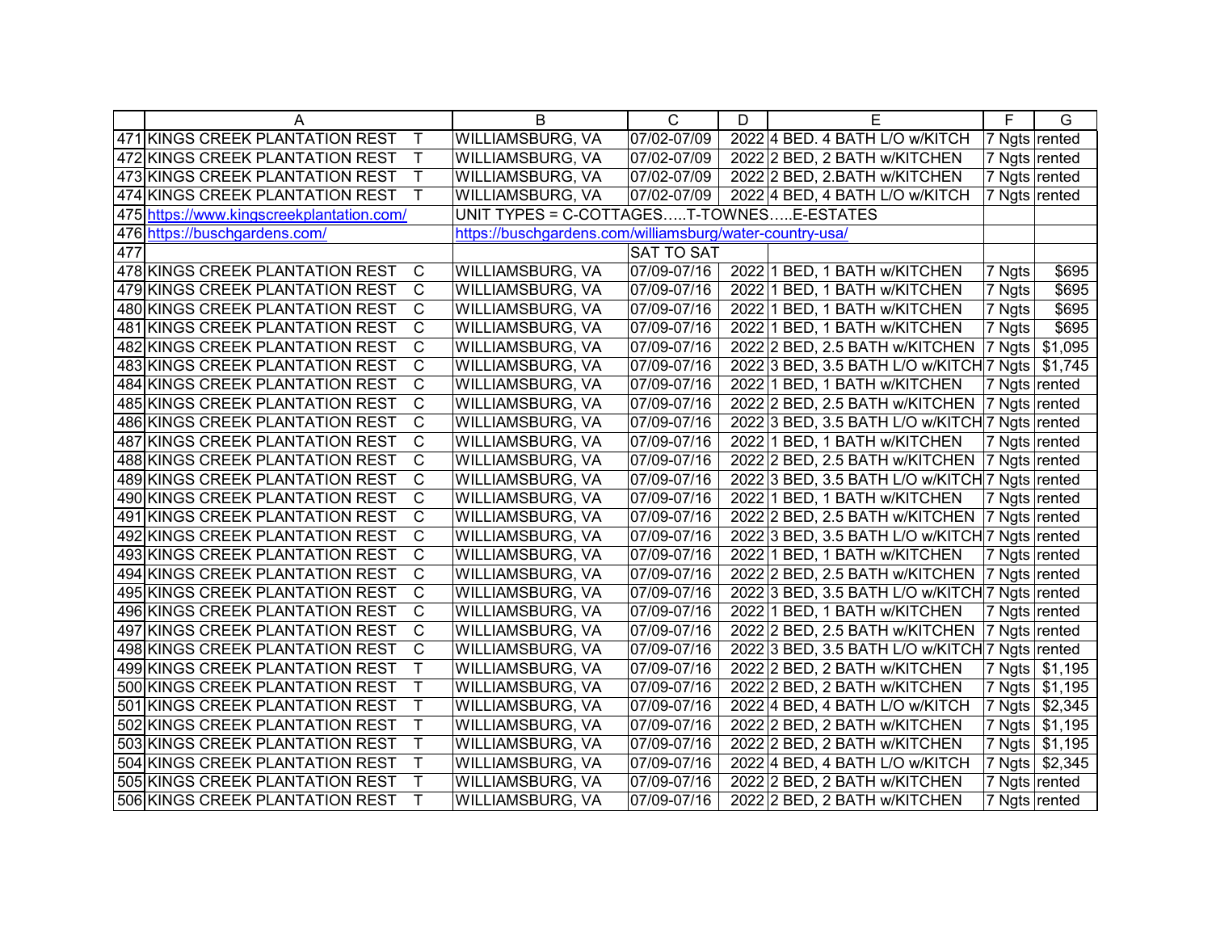| | A | | B | C | D | E | F | G |
|---|---|---|---|---|---|---|---|---|
| 471 | KINGS CREEK PLANTATION REST | T | WILLIAMSBURG, VA | 07/02-07/09 | 2022 | 4 BED. 4 BATH L/O w/KITCH | 7 Ngts | rented |
| 472 | KINGS CREEK PLANTATION REST | T | WILLIAMSBURG, VA | 07/02-07/09 | 2022 | 2 BED, 2 BATH w/KITCHEN | 7 Ngts | rented |
| 473 | KINGS CREEK PLANTATION REST | T | WILLIAMSBURG, VA | 07/02-07/09 | 2022 | 2 BED, 2.BATH w/KITCHEN | 7 Ngts | rented |
| 474 | KINGS CREEK PLANTATION REST | T | WILLIAMSBURG, VA | 07/02-07/09 | 2022 | 4 BED, 4 BATH L/O w/KITCH | 7 Ngts | rented |
| 475 | https://www.kingscreekplantation.com/ | | UNIT TYPES = C-COTTAGES.....T-TOWNES.....E-ESTATES | | | | | |
| 476 | https://buschgardens.com/ | | https://buschgardens.com/williamsburg/water-country-usa/ | | | | | |
| 477 | | | | SAT TO SAT | | | | |
| 478 | KINGS CREEK PLANTATION REST | C | WILLIAMSBURG, VA | 07/09-07/16 | 2022 | 1 BED, 1 BATH w/KITCHEN | 7 Ngts | $695 |
| 479 | KINGS CREEK PLANTATION REST | C | WILLIAMSBURG, VA | 07/09-07/16 | 2022 | 1 BED, 1 BATH w/KITCHEN | 7 Ngts | $695 |
| 480 | KINGS CREEK PLANTATION REST | C | WILLIAMSBURG, VA | 07/09-07/16 | 2022 | 1 BED, 1 BATH w/KITCHEN | 7 Ngts | $695 |
| 481 | KINGS CREEK PLANTATION REST | C | WILLIAMSBURG, VA | 07/09-07/16 | 2022 | 1 BED, 1 BATH w/KITCHEN | 7 Ngts | $695 |
| 482 | KINGS CREEK PLANTATION REST | C | WILLIAMSBURG, VA | 07/09-07/16 | 2022 | 2 BED, 2.5 BATH w/KITCHEN | 7 Ngts | $1,095 |
| 483 | KINGS CREEK PLANTATION REST | C | WILLIAMSBURG, VA | 07/09-07/16 | 2022 | 3 BED, 3.5 BATH L/O w/KITCH | 7 Ngts | $1,745 |
| 484 | KINGS CREEK PLANTATION REST | C | WILLIAMSBURG, VA | 07/09-07/16 | 2022 | 1 BED, 1 BATH w/KITCHEN | 7 Ngts | rented |
| 485 | KINGS CREEK PLANTATION REST | C | WILLIAMSBURG, VA | 07/09-07/16 | 2022 | 2 BED, 2.5 BATH w/KITCHEN | 7 Ngts | rented |
| 486 | KINGS CREEK PLANTATION REST | C | WILLIAMSBURG, VA | 07/09-07/16 | 2022 | 3 BED, 3.5 BATH L/O w/KITCH | 7 Ngts | rented |
| 487 | KINGS CREEK PLANTATION REST | C | WILLIAMSBURG, VA | 07/09-07/16 | 2022 | 1 BED, 1 BATH w/KITCHEN | 7 Ngts | rented |
| 488 | KINGS CREEK PLANTATION REST | C | WILLIAMSBURG, VA | 07/09-07/16 | 2022 | 2 BED, 2.5 BATH w/KITCHEN | 7 Ngts | rented |
| 489 | KINGS CREEK PLANTATION REST | C | WILLIAMSBURG, VA | 07/09-07/16 | 2022 | 3 BED, 3.5 BATH L/O w/KITCH | 7 Ngts | rented |
| 490 | KINGS CREEK PLANTATION REST | C | WILLIAMSBURG, VA | 07/09-07/16 | 2022 | 1 BED, 1 BATH w/KITCHEN | 7 Ngts | rented |
| 491 | KINGS CREEK PLANTATION REST | C | WILLIAMSBURG, VA | 07/09-07/16 | 2022 | 2 BED, 2.5 BATH w/KITCHEN | 7 Ngts | rented |
| 492 | KINGS CREEK PLANTATION REST | C | WILLIAMSBURG, VA | 07/09-07/16 | 2022 | 3 BED, 3.5 BATH L/O w/KITCH | 7 Ngts | rented |
| 493 | KINGS CREEK PLANTATION REST | C | WILLIAMSBURG, VA | 07/09-07/16 | 2022 | 1 BED, 1 BATH w/KITCHEN | 7 Ngts | rented |
| 494 | KINGS CREEK PLANTATION REST | C | WILLIAMSBURG, VA | 07/09-07/16 | 2022 | 2 BED, 2.5 BATH w/KITCHEN | 7 Ngts | rented |
| 495 | KINGS CREEK PLANTATION REST | C | WILLIAMSBURG, VA | 07/09-07/16 | 2022 | 3 BED, 3.5 BATH L/O w/KITCH | 7 Ngts | rented |
| 496 | KINGS CREEK PLANTATION REST | C | WILLIAMSBURG, VA | 07/09-07/16 | 2022 | 1 BED, 1 BATH w/KITCHEN | 7 Ngts | rented |
| 497 | KINGS CREEK PLANTATION REST | C | WILLIAMSBURG, VA | 07/09-07/16 | 2022 | 2 BED, 2.5 BATH w/KITCHEN | 7 Ngts | rented |
| 498 | KINGS CREEK PLANTATION REST | C | WILLIAMSBURG, VA | 07/09-07/16 | 2022 | 3 BED, 3.5 BATH L/O w/KITCH | 7 Ngts | rented |
| 499 | KINGS CREEK PLANTATION REST | T | WILLIAMSBURG, VA | 07/09-07/16 | 2022 | 2 BED, 2 BATH w/KITCHEN | 7 Ngts | $1,195 |
| 500 | KINGS CREEK PLANTATION REST | T | WILLIAMSBURG, VA | 07/09-07/16 | 2022 | 2 BED, 2 BATH w/KITCHEN | 7 Ngts | $1,195 |
| 501 | KINGS CREEK PLANTATION REST | T | WILLIAMSBURG, VA | 07/09-07/16 | 2022 | 4 BED, 4 BATH L/O w/KITCH | 7 Ngts | $2,345 |
| 502 | KINGS CREEK PLANTATION REST | T | WILLIAMSBURG, VA | 07/09-07/16 | 2022 | 2 BED, 2 BATH w/KITCHEN | 7 Ngts | $1,195 |
| 503 | KINGS CREEK PLANTATION REST | T | WILLIAMSBURG, VA | 07/09-07/16 | 2022 | 2 BED, 2 BATH w/KITCHEN | 7 Ngts | $1,195 |
| 504 | KINGS CREEK PLANTATION REST | T | WILLIAMSBURG, VA | 07/09-07/16 | 2022 | 4 BED, 4 BATH L/O w/KITCH | 7 Ngts | $2,345 |
| 505 | KINGS CREEK PLANTATION REST | T | WILLIAMSBURG, VA | 07/09-07/16 | 2022 | 2 BED, 2 BATH w/KITCHEN | 7 Ngts | rented |
| 506 | KINGS CREEK PLANTATION REST | T | WILLIAMSBURG, VA | 07/09-07/16 | 2022 | 2 BED, 2 BATH w/KITCHEN | 7 Ngts | rented |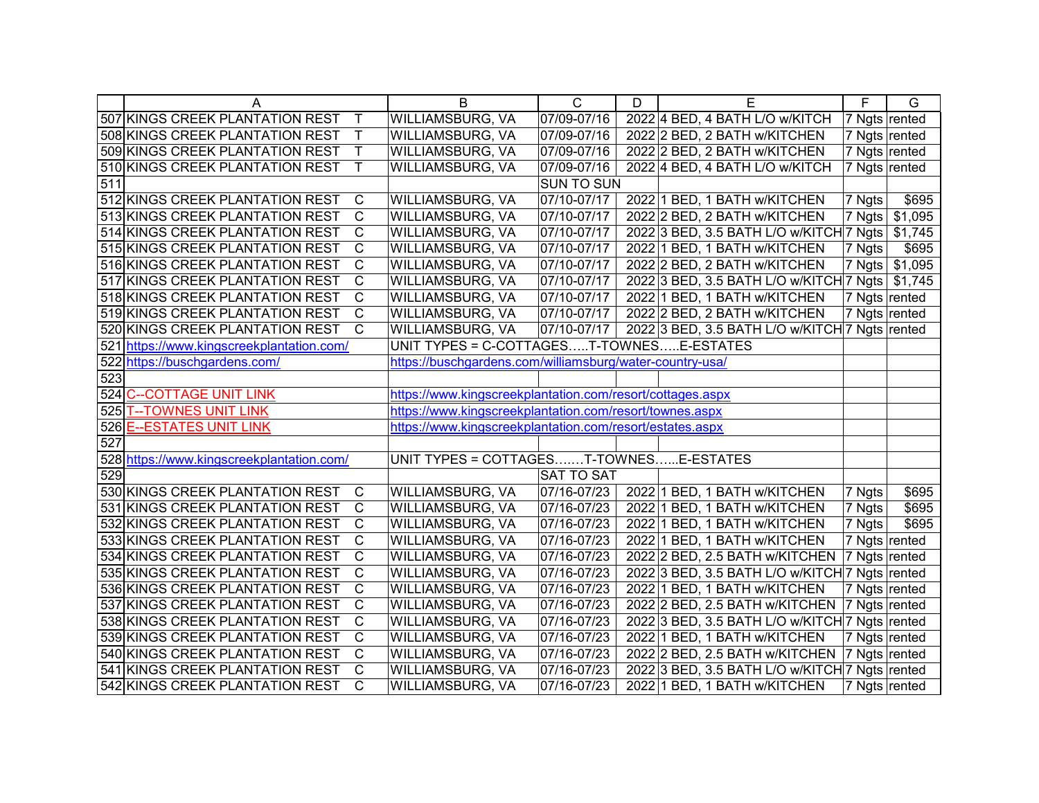| | A | | B | C | D | E | F | G |
|---|---|---|---|---|---|---|---|---|
| 507 | KINGS CREEK PLANTATION REST | T | WILLIAMSBURG, VA | 07/09-07/16 | 2022 | 4 BED, 4 BATH L/O w/KITCH | 7 Ngts | rented |
| 508 | KINGS CREEK PLANTATION REST | T | WILLIAMSBURG, VA | 07/09-07/16 | 2022 | 2 BED, 2 BATH w/KITCHEN | 7 Ngts | rented |
| 509 | KINGS CREEK PLANTATION REST | T | WILLIAMSBURG, VA | 07/09-07/16 | 2022 | 2 BED, 2 BATH w/KITCHEN | 7 Ngts | rented |
| 510 | KINGS CREEK PLANTATION REST | T | WILLIAMSBURG, VA | 07/09-07/16 | 2022 | 4 BED, 4 BATH L/O w/KITCH | 7 Ngts | rented |
| 511 | | | | SUN TO SUN | | | | |
| 512 | KINGS CREEK PLANTATION REST | C | WILLIAMSBURG, VA | 07/10-07/17 | 2022 | 1 BED, 1 BATH w/KITCHEN | 7 Ngts | $695 |
| 513 | KINGS CREEK PLANTATION REST | C | WILLIAMSBURG, VA | 07/10-07/17 | 2022 | 2 BED, 2 BATH w/KITCHEN | 7 Ngts | $1,095 |
| 514 | KINGS CREEK PLANTATION REST | C | WILLIAMSBURG, VA | 07/10-07/17 | 2022 | 3 BED, 3.5 BATH L/O w/KITCH | 7 Ngts | $1,745 |
| 515 | KINGS CREEK PLANTATION REST | C | WILLIAMSBURG, VA | 07/10-07/17 | 2022 | 1 BED, 1 BATH w/KITCHEN | 7 Ngts | $695 |
| 516 | KINGS CREEK PLANTATION REST | C | WILLIAMSBURG, VA | 07/10-07/17 | 2022 | 2 BED, 2 BATH w/KITCHEN | 7 Ngts | $1,095 |
| 517 | KINGS CREEK PLANTATION REST | C | WILLIAMSBURG, VA | 07/10-07/17 | 2022 | 3 BED, 3.5 BATH L/O w/KITCH | 7 Ngts | $1,745 |
| 518 | KINGS CREEK PLANTATION REST | C | WILLIAMSBURG, VA | 07/10-07/17 | 2022 | 1 BED, 1 BATH w/KITCHEN | 7 Ngts | rented |
| 519 | KINGS CREEK PLANTATION REST | C | WILLIAMSBURG, VA | 07/10-07/17 | 2022 | 2 BED, 2 BATH w/KITCHEN | 7 Ngts | rented |
| 520 | KINGS CREEK PLANTATION REST | C | WILLIAMSBURG, VA | 07/10-07/17 | 2022 | 3 BED, 3.5 BATH L/O w/KITCH | 7 Ngts | rented |
| 521 | https://www.kingscreekplantation.com/ | | UNIT TYPES = C-COTTAGES…..T-TOWNES…..E-ESTATES | | | | | |
| 522 | https://buschgardens.com/ | | https://buschgardens.com/williamsburg/water-country-usa/ | | | | | |
| 523 | | | | | | | | |
| 524 | C--COTTAGE UNIT LINK | | https://www.kingscreekplantation.com/resort/cottages.aspx | | | | | |
| 525 | T--TOWNES UNIT LINK | | https://www.kingscreekplantation.com/resort/townes.aspx | | | | | |
| 526 | E--ESTATES UNIT LINK | | https://www.kingscreekplantation.com/resort/estates.aspx | | | | | |
| 527 | | | | | | | | |
| 528 | https://www.kingscreekplantation.com/ | | UNIT TYPES = COTTAGES…….T-TOWNES…...E-ESTATES | | | | | |
| 529 | | | | SAT TO SAT | | | | |
| 530 | KINGS CREEK PLANTATION REST | C | WILLIAMSBURG, VA | 07/16-07/23 | 2022 | 1 BED, 1 BATH w/KITCHEN | 7 Ngts | $695 |
| 531 | KINGS CREEK PLANTATION REST | C | WILLIAMSBURG, VA | 07/16-07/23 | 2022 | 1 BED, 1 BATH w/KITCHEN | 7 Ngts | $695 |
| 532 | KINGS CREEK PLANTATION REST | C | WILLIAMSBURG, VA | 07/16-07/23 | 2022 | 1 BED, 1 BATH w/KITCHEN | 7 Ngts | $695 |
| 533 | KINGS CREEK PLANTATION REST | C | WILLIAMSBURG, VA | 07/16-07/23 | 2022 | 1 BED, 1 BATH w/KITCHEN | 7 Ngts | rented |
| 534 | KINGS CREEK PLANTATION REST | C | WILLIAMSBURG, VA | 07/16-07/23 | 2022 | 2 BED, 2.5 BATH w/KITCHEN | 7 Ngts | rented |
| 535 | KINGS CREEK PLANTATION REST | C | WILLIAMSBURG, VA | 07/16-07/23 | 2022 | 3 BED, 3.5 BATH L/O w/KITCH | 7 Ngts | rented |
| 536 | KINGS CREEK PLANTATION REST | C | WILLIAMSBURG, VA | 07/16-07/23 | 2022 | 1 BED, 1 BATH w/KITCHEN | 7 Ngts | rented |
| 537 | KINGS CREEK PLANTATION REST | C | WILLIAMSBURG, VA | 07/16-07/23 | 2022 | 2 BED, 2.5 BATH w/KITCHEN | 7 Ngts | rented |
| 538 | KINGS CREEK PLANTATION REST | C | WILLIAMSBURG, VA | 07/16-07/23 | 2022 | 3 BED, 3.5 BATH L/O w/KITCH | 7 Ngts | rented |
| 539 | KINGS CREEK PLANTATION REST | C | WILLIAMSBURG, VA | 07/16-07/23 | 2022 | 1 BED, 1 BATH w/KITCHEN | 7 Ngts | rented |
| 540 | KINGS CREEK PLANTATION REST | C | WILLIAMSBURG, VA | 07/16-07/23 | 2022 | 2 BED, 2.5 BATH w/KITCHEN | 7 Ngts | rented |
| 541 | KINGS CREEK PLANTATION REST | C | WILLIAMSBURG, VA | 07/16-07/23 | 2022 | 3 BED, 3.5 BATH L/O w/KITCH | 7 Ngts | rented |
| 542 | KINGS CREEK PLANTATION REST | C | WILLIAMSBURG, VA | 07/16-07/23 | 2022 | 1 BED, 1 BATH w/KITCHEN | 7 Ngts | rented |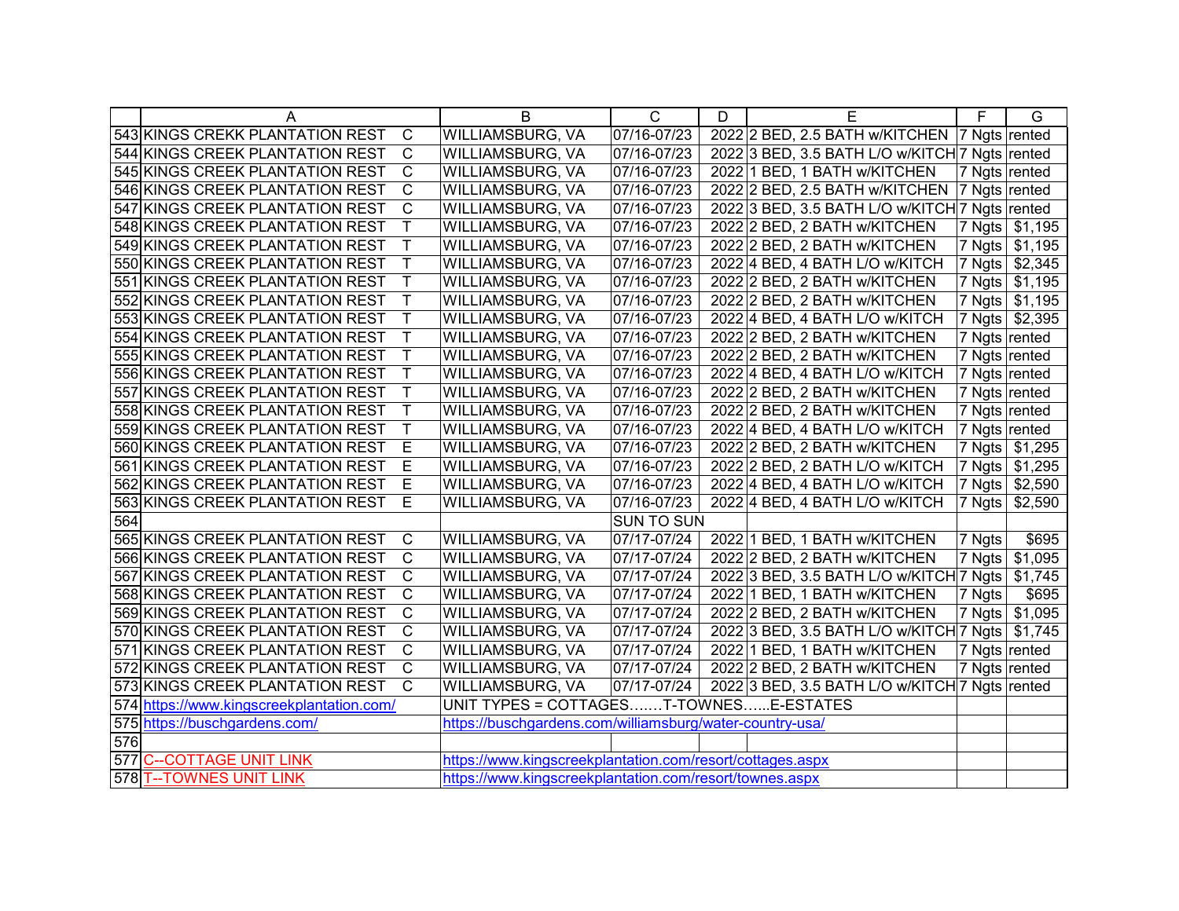| | A | | B | C | D | E | F | G |
|---|---|---|---|---|---|---|---|---|
| 543 | KINGS CREKK PLANTATION REST | C | WILLIAMSBURG, VA | 07/16-07/23 | 2022 | 2 BED, 2.5 BATH w/KITCHEN | 7 Ngts | rented |
| 544 | KINGS CREEK PLANTATION REST | C | WILLIAMSBURG, VA | 07/16-07/23 | 2022 | 3 BED, 3.5 BATH L/O w/KITCH | 7 Ngts | rented |
| 545 | KINGS CREEK PLANTATION REST | C | WILLIAMSBURG, VA | 07/16-07/23 | 2022 | 1 BED, 1 BATH w/KITCHEN | 7 Ngts | rented |
| 546 | KINGS CREEK PLANTATION REST | C | WILLIAMSBURG, VA | 07/16-07/23 | 2022 | 2 BED, 2.5 BATH w/KITCHEN | 7 Ngts | rented |
| 547 | KINGS CREEK PLANTATION REST | C | WILLIAMSBURG, VA | 07/16-07/23 | 2022 | 3 BED, 3.5 BATH L/O w/KITCH | 7 Ngts | rented |
| 548 | KINGS CREEK PLANTATION REST | T | WILLIAMSBURG, VA | 07/16-07/23 | 2022 | 2 BED, 2 BATH w/KITCHEN | 7 Ngts | $1,195 |
| 549 | KINGS CREEK PLANTATION REST | T | WILLIAMSBURG, VA | 07/16-07/23 | 2022 | 2 BED, 2 BATH w/KITCHEN | 7 Ngts | $1,195 |
| 550 | KINGS CREEK PLANTATION REST | T | WILLIAMSBURG, VA | 07/16-07/23 | 2022 | 4 BED, 4 BATH L/O w/KITCH | 7 Ngts | $2,345 |
| 551 | KINGS CREEK PLANTATION REST | T | WILLIAMSBURG, VA | 07/16-07/23 | 2022 | 2 BED, 2 BATH w/KITCHEN | 7 Ngts | $1,195 |
| 552 | KINGS CREEK PLANTATION REST | T | WILLIAMSBURG, VA | 07/16-07/23 | 2022 | 2 BED, 2 BATH w/KITCHEN | 7 Ngts | $1,195 |
| 553 | KINGS CREEK PLANTATION REST | T | WILLIAMSBURG, VA | 07/16-07/23 | 2022 | 4 BED, 4 BATH L/O w/KITCH | 7 Ngts | $2,395 |
| 554 | KINGS CREEK PLANTATION REST | T | WILLIAMSBURG, VA | 07/16-07/23 | 2022 | 2 BED, 2 BATH w/KITCHEN | 7 Ngts | rented |
| 555 | KINGS CREEK PLANTATION REST | T | WILLIAMSBURG, VA | 07/16-07/23 | 2022 | 2 BED, 2 BATH w/KITCHEN | 7 Ngts | rented |
| 556 | KINGS CREEK PLANTATION REST | T | WILLIAMSBURG, VA | 07/16-07/23 | 2022 | 4 BED, 4 BATH L/O w/KITCH | 7 Ngts | rented |
| 557 | KINGS CREEK PLANTATION REST | T | WILLIAMSBURG, VA | 07/16-07/23 | 2022 | 2 BED, 2 BATH w/KITCHEN | 7 Ngts | rented |
| 558 | KINGS CREEK PLANTATION REST | T | WILLIAMSBURG, VA | 07/16-07/23 | 2022 | 2 BED, 2 BATH w/KITCHEN | 7 Ngts | rented |
| 559 | KINGS CREEK PLANTATION REST | T | WILLIAMSBURG, VA | 07/16-07/23 | 2022 | 4 BED, 4 BATH L/O w/KITCH | 7 Ngts | rented |
| 560 | KINGS CREEK PLANTATION REST | E | WILLIAMSBURG, VA | 07/16-07/23 | 2022 | 2 BED, 2 BATH w/KITCHEN | 7 Ngts | $1,295 |
| 561 | KINGS CREEK PLANTATION REST | E | WILLIAMSBURG, VA | 07/16-07/23 | 2022 | 2 BED, 2 BATH L/O w/KITCH | 7 Ngts | $1,295 |
| 562 | KINGS CREEK PLANTATION REST | E | WILLIAMSBURG, VA | 07/16-07/23 | 2022 | 4 BED, 4 BATH L/O w/KITCH | 7 Ngts | $2,590 |
| 563 | KINGS CREEK PLANTATION REST | E | WILLIAMSBURG, VA | 07/16-07/23 | 2022 | 4 BED, 4 BATH L/O w/KITCH | 7 Ngts | $2,590 |
| 564 | | | | SUN TO SUN | | | | |
| 565 | KINGS CREEK PLANTATION REST | C | WILLIAMSBURG, VA | 07/17-07/24 | 2022 | 1 BED, 1 BATH w/KITCHEN | 7 Ngts | $695 |
| 566 | KINGS CREEK PLANTATION REST | C | WILLIAMSBURG, VA | 07/17-07/24 | 2022 | 2 BED, 2 BATH w/KITCHEN | 7 Ngts | $1,095 |
| 567 | KINGS CREEK PLANTATION REST | C | WILLIAMSBURG, VA | 07/17-07/24 | 2022 | 3 BED, 3.5 BATH L/O w/KITCH | 7 Ngts | $1,745 |
| 568 | KINGS CREEK PLANTATION REST | C | WILLIAMSBURG, VA | 07/17-07/24 | 2022 | 1 BED, 1 BATH w/KITCHEN | 7 Ngts | $695 |
| 569 | KINGS CREEK PLANTATION REST | C | WILLIAMSBURG, VA | 07/17-07/24 | 2022 | 2 BED, 2 BATH w/KITCHEN | 7 Ngts | $1,095 |
| 570 | KINGS CREEK PLANTATION REST | C | WILLIAMSBURG, VA | 07/17-07/24 | 2022 | 3 BED, 3.5 BATH L/O w/KITCH | 7 Ngts | $1,745 |
| 571 | KINGS CREEK PLANTATION REST | C | WILLIAMSBURG, VA | 07/17-07/24 | 2022 | 1 BED, 1 BATH w/KITCHEN | 7 Ngts | rented |
| 572 | KINGS CREEK PLANTATION REST | C | WILLIAMSBURG, VA | 07/17-07/24 | 2022 | 2 BED, 2 BATH w/KITCHEN | 7 Ngts | rented |
| 573 | KINGS CREEK PLANTATION REST | C | WILLIAMSBURG, VA | 07/17-07/24 | 2022 | 3 BED, 3.5 BATH L/O w/KITCH | 7 Ngts | rented |
| 574 | https://www.kingscreekplantation.com/ | | UNIT TYPES = COTTAGES…….T-TOWNES…...E-ESTATES | | | | | |
| 575 | https://buschgardens.com/ | | https://buschgardens.com/williamsburg/water-country-usa/ | | | | | |
| 576 | | | | | | | | |
| 577 | C--COTTAGE UNIT LINK | | https://www.kingscreekplantation.com/resort/cottages.aspx | | | | | |
| 578 | T--TOWNES UNIT LINK | | https://www.kingscreekplantation.com/resort/townes.aspx | | | | | |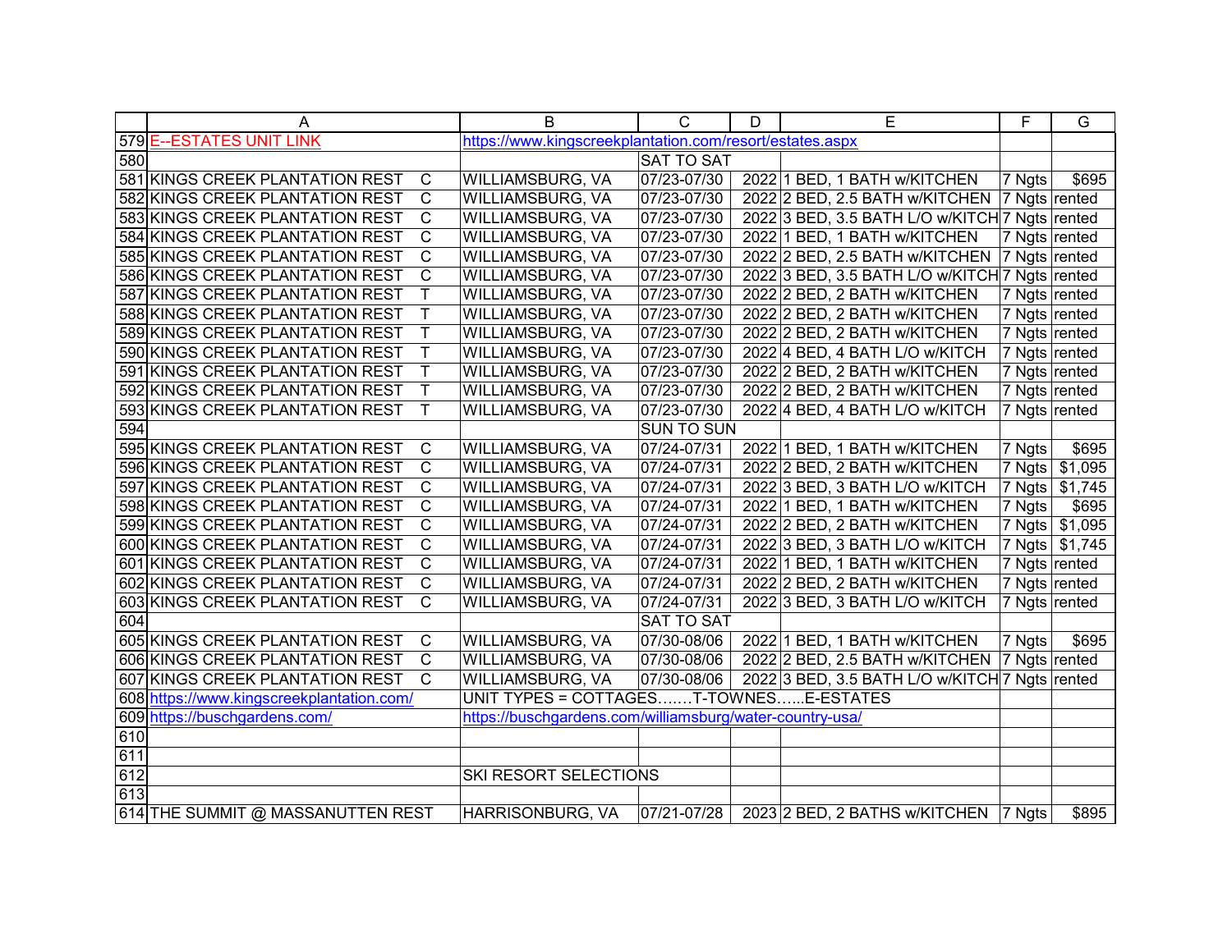| | A | | B | C | D | E | F | G |
|---|---|---|---|---|---|---|---|---|
| 579 | E--ESTATES UNIT LINK | | https://www.kingscreekplantation.com/resort/estates.aspx | | | | | |
| 580 | | | | SAT TO SAT | | | | |
| 581 | KINGS CREEK PLANTATION REST | C | WILLIAMSBURG, VA | 07/23-07/30 | 2022 | 1 BED, 1 BATH w/KITCHEN | 7 Ngts | $695 |
| 582 | KINGS CREEK PLANTATION REST | C | WILLIAMSBURG, VA | 07/23-07/30 | 2022 | 2 BED, 2.5 BATH w/KITCHEN | 7 Ngts | rented |
| 583 | KINGS CREEK PLANTATION REST | C | WILLIAMSBURG, VA | 07/23-07/30 | 2022 | 3 BED, 3.5 BATH L/O w/KITCH | 7 Ngts | rented |
| 584 | KINGS CREEK PLANTATION REST | C | WILLIAMSBURG, VA | 07/23-07/30 | 2022 | 1 BED, 1 BATH w/KITCHEN | 7 Ngts | rented |
| 585 | KINGS CREEK PLANTATION REST | C | WILLIAMSBURG, VA | 07/23-07/30 | 2022 | 2 BED, 2.5 BATH w/KITCHEN | 7 Ngts | rented |
| 586 | KINGS CREEK PLANTATION REST | C | WILLIAMSBURG, VA | 07/23-07/30 | 2022 | 3 BED, 3.5 BATH L/O w/KITCH | 7 Ngts | rented |
| 587 | KINGS CREEK PLANTATION REST | T | WILLIAMSBURG, VA | 07/23-07/30 | 2022 | 2 BED, 2 BATH w/KITCHEN | 7 Ngts | rented |
| 588 | KINGS CREEK PLANTATION REST | T | WILLIAMSBURG, VA | 07/23-07/30 | 2022 | 2 BED, 2 BATH w/KITCHEN | 7 Ngts | rented |
| 589 | KINGS CREEK PLANTATION REST | T | WILLIAMSBURG, VA | 07/23-07/30 | 2022 | 2 BED, 2 BATH w/KITCHEN | 7 Ngts | rented |
| 590 | KINGS CREEK PLANTATION REST | T | WILLIAMSBURG, VA | 07/23-07/30 | 2022 | 4 BED, 4 BATH L/O w/KITCH | 7 Ngts | rented |
| 591 | KINGS CREEK PLANTATION REST | T | WILLIAMSBURG, VA | 07/23-07/30 | 2022 | 2 BED, 2 BATH w/KITCHEN | 7 Ngts | rented |
| 592 | KINGS CREEK PLANTATION REST | T | WILLIAMSBURG, VA | 07/23-07/30 | 2022 | 2 BED, 2 BATH w/KITCHEN | 7 Ngts | rented |
| 593 | KINGS CREEK PLANTATION REST | T | WILLIAMSBURG, VA | 07/23-07/30 | 2022 | 4 BED, 4 BATH L/O w/KITCH | 7 Ngts | rented |
| 594 | | | | SUN TO SUN | | | | |
| 595 | KINGS CREEK PLANTATION REST | C | WILLIAMSBURG, VA | 07/24-07/31 | 2022 | 1 BED, 1 BATH w/KITCHEN | 7 Ngts | $695 |
| 596 | KINGS CREEK PLANTATION REST | C | WILLIAMSBURG, VA | 07/24-07/31 | 2022 | 2 BED, 2 BATH w/KITCHEN | 7 Ngts | $1,095 |
| 597 | KINGS CREEK PLANTATION REST | C | WILLIAMSBURG, VA | 07/24-07/31 | 2022 | 3 BED, 3 BATH L/O w/KITCH | 7 Ngts | $1,745 |
| 598 | KINGS CREEK PLANTATION REST | C | WILLIAMSBURG, VA | 07/24-07/31 | 2022 | 1 BED, 1 BATH w/KITCHEN | 7 Ngts | $695 |
| 599 | KINGS CREEK PLANTATION REST | C | WILLIAMSBURG, VA | 07/24-07/31 | 2022 | 2 BED, 2 BATH w/KITCHEN | 7 Ngts | $1,095 |
| 600 | KINGS CREEK PLANTATION REST | C | WILLIAMSBURG, VA | 07/24-07/31 | 2022 | 3 BED, 3 BATH L/O w/KITCH | 7 Ngts | $1,745 |
| 601 | KINGS CREEK PLANTATION REST | C | WILLIAMSBURG, VA | 07/24-07/31 | 2022 | 1 BED, 1 BATH w/KITCHEN | 7 Ngts | rented |
| 602 | KINGS CREEK PLANTATION REST | C | WILLIAMSBURG, VA | 07/24-07/31 | 2022 | 2 BED, 2 BATH w/KITCHEN | 7 Ngts | rented |
| 603 | KINGS CREEK PLANTATION REST | C | WILLIAMSBURG, VA | 07/24-07/31 | 2022 | 3 BED, 3 BATH L/O w/KITCH | 7 Ngts | rented |
| 604 | | | | SAT TO SAT | | | | |
| 605 | KINGS CREEK PLANTATION REST | C | WILLIAMSBURG, VA | 07/30-08/06 | 2022 | 1 BED, 1 BATH w/KITCHEN | 7 Ngts | $695 |
| 606 | KINGS CREEK PLANTATION REST | C | WILLIAMSBURG, VA | 07/30-08/06 | 2022 | 2 BED, 2.5 BATH w/KITCHEN | 7 Ngts | rented |
| 607 | KINGS CREEK PLANTATION REST | C | WILLIAMSBURG, VA | 07/30-08/06 | 2022 | 3 BED, 3.5 BATH L/O w/KITCH | 7 Ngts | rented |
| 608 | https://www.kingscreekplantation.com/ | | UNIT TYPES = COTTAGES…….T-TOWNES…...E-ESTATES | | | | | |
| 609 | https://buschgardens.com/ | | https://buschgardens.com/williamsburg/water-country-usa/ | | | | | |
| 610 | | | | | | | | |
| 611 | | | | | | | | |
| 612 | | | SKI RESORT SELECTIONS | | | | | |
| 613 | | | | | | | | |
| 614 | THE SUMMIT @ MASSANUTTEN REST | | HARRISONBURG, VA | 07/21-07/28 | 2023 | 2 BED, 2 BATHS w/KITCHEN | 7 Ngts | $895 |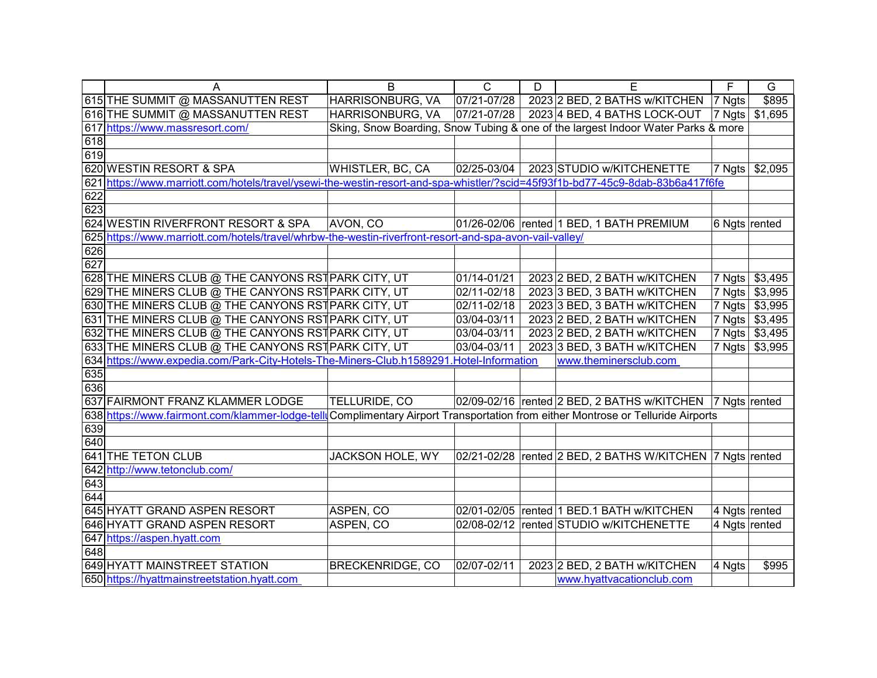| | A | B | C | D | E | F | G |
|---|---|---|---|---|---|---|---|
| 615 | THE SUMMIT @ MASSANUTTEN REST | HARRISONBURG, VA | 07/21-07/28 | 2023 | 2 BED, 2 BATHS w/KITCHEN | 7 Ngts | $895 |
| 616 | THE SUMMIT @ MASSANUTTEN REST | HARRISONBURG, VA | 07/21-07/28 | 2023 | 4 BED, 4 BATHS LOCK-OUT | 7 Ngts | $1,695 |
| 617 | https://www.massresort.com/ | Sking, Snow Boarding, Snow Tubing & one of the largest Indoor Water Parks & more | | | | | |
| 618 | | | | | | | |
| 619 | | | | | | | |
| 620 | WESTIN RESORT & SPA | WHISTLER, BC, CA | 02/25-03/04 | 2023 | STUDIO w/KITCHENETTE | 7 Ngts | $2,095 |
| 621 | https://www.marriott.com/hotels/travel/ysewi-the-westin-resort-and-spa-whistler/?scid=45f93f1b-bd77-45c9-8dab-83b6a417f6fe | | | | | | |
| 622 | | | | | | | |
| 623 | | | | | | | |
| 624 | WESTIN RIVERFRONT RESORT & SPA | AVON, CO | 01/26-02/06 | rented | 1 BED, 1 BATH PREMIUM | 6 Ngts | rented |
| 625 | https://www.marriott.com/hotels/travel/whrbw-the-westin-riverfront-resort-and-spa-avon-vail-valley/ | | | | | | |
| 626 | | | | | | | |
| 627 | | | | | | | |
| 628 | THE MINERS CLUB @ THE CANYONS RST | PARK CITY, UT | 01/14-01/21 | 2023 | 2 BED, 2 BATH w/KITCHEN | 7 Ngts | $3,495 |
| 629 | THE MINERS CLUB @ THE CANYONS RST | PARK CITY, UT | 02/11-02/18 | 2023 | 3 BED, 3 BATH w/KITCHEN | 7 Ngts | $3,995 |
| 630 | THE MINERS CLUB @ THE CANYONS RST | PARK CITY, UT | 02/11-02/18 | 2023 | 3 BED, 3 BATH w/KITCHEN | 7 Ngts | $3,995 |
| 631 | THE MINERS CLUB @ THE CANYONS RST | PARK CITY, UT | 03/04-03/11 | 2023 | 2 BED, 2 BATH w/KITCHEN | 7 Ngts | $3,495 |
| 632 | THE MINERS CLUB @ THE CANYONS RST | PARK CITY, UT | 03/04-03/11 | 2023 | 2 BED, 2 BATH w/KITCHEN | 7 Ngts | $3,495 |
| 633 | THE MINERS CLUB @ THE CANYONS RST | PARK CITY, UT | 03/04-03/11 | 2023 | 3 BED, 3 BATH w/KITCHEN | 7 Ngts | $3,995 |
| 634 | https://www.expedia.com/Park-City-Hotels-The-Miners-Club.h1589291.Hotel-Information | | | | www.theminersclub.com | | |
| 635 | | | | | | | |
| 636 | | | | | | | |
| 637 | FAIRMONT FRANZ KLAMMER LODGE | TELLURIDE, CO | 02/09-02/16 | rented | 2 BED, 2 BATHS w/KITCHEN | 7 Ngts | rented |
| 638 | https://www.fairmont.com/klammer-lodge-tellu | Complimentary Airport Transportation from either Montrose or Telluride Airports | | | | | |
| 639 | | | | | | | |
| 640 | | | | | | | |
| 641 | THE TETON CLUB | JACKSON HOLE, WY | 02/21-02/28 | rented | 2 BED, 2 BATHS W/KITCHEN | 7 Ngts | rented |
| 642 | http://www.tetonclub.com/ | | | | | | |
| 643 | | | | | | | |
| 644 | | | | | | | |
| 645 | HYATT GRAND ASPEN RESORT | ASPEN, CO | 02/01-02/05 | rented | 1 BED.1 BATH w/KITCHEN | 4 Ngts | rented |
| 646 | HYATT GRAND ASPEN RESORT | ASPEN, CO | 02/08-02/12 | rented | STUDIO w/KITCHENETTE | 4 Ngts | rented |
| 647 | https://aspen.hyatt.com | | | | | | |
| 648 | | | | | | | |
| 649 | HYATT MAINSTREET STATION | BRECKENRIDGE, CO | 02/07-02/11 | 2023 | 2 BED, 2 BATH w/KITCHEN | 4 Ngts | $995 |
| 650 | https://hyattmainstreetstation.hyatt.com | | | | www.hyattvacationclub.com | | |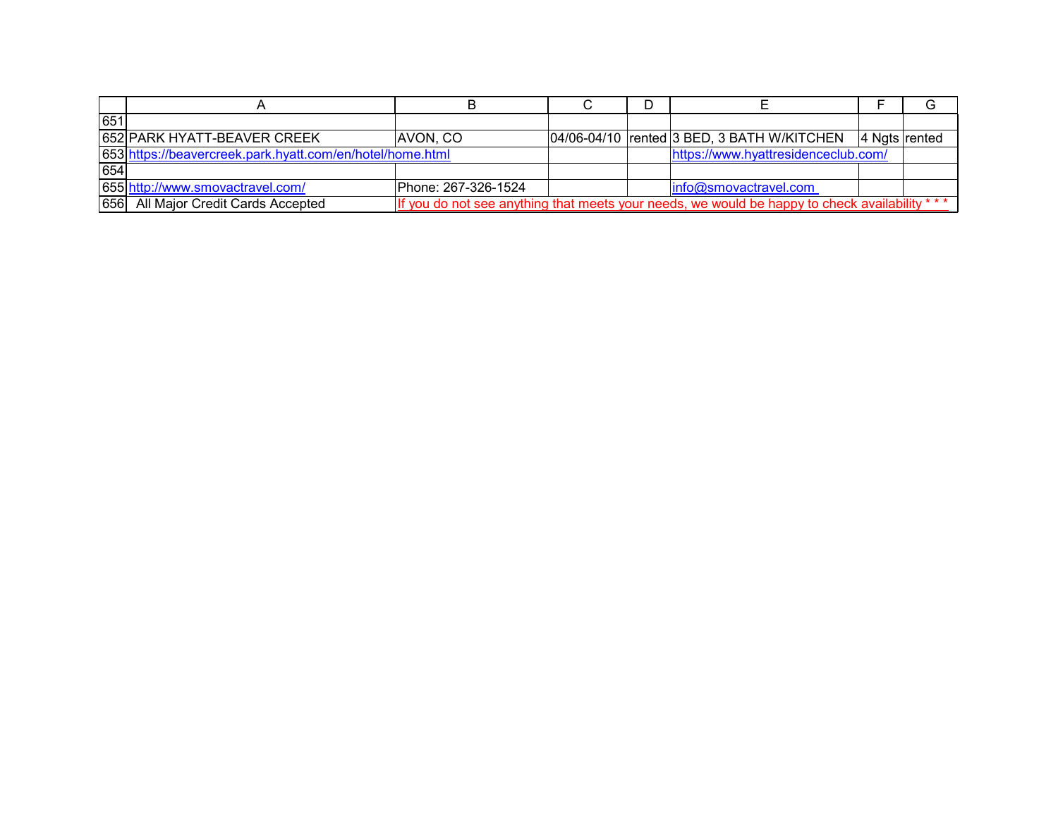| | A | B | C | D | E | F | G |
|---|---|---|---|---|---|---|---|
| 651 | | | | | | | |
| 652 | PARK HYATT-BEAVER CREEK | AVON, CO | 04/06-04/10 | rented | 3 BED, 3 BATH W/KITCHEN | 4 Ngts | rented |
| 653 | https://beavercreek.park.hyatt.com/en/hotel/home.html | | | | https://www.hyattresidenceclub.com/ | | |
| 654 | | | | | | | |
| 655 | http://www.smovactravel.com/ | Phone: 267-326-1524 | | | info@smovactravel.com | | |
| 656 | All Major Credit Cards Accepted | If you do not see anything that meets your needs, we would be happy to check availability * * * | | | | | |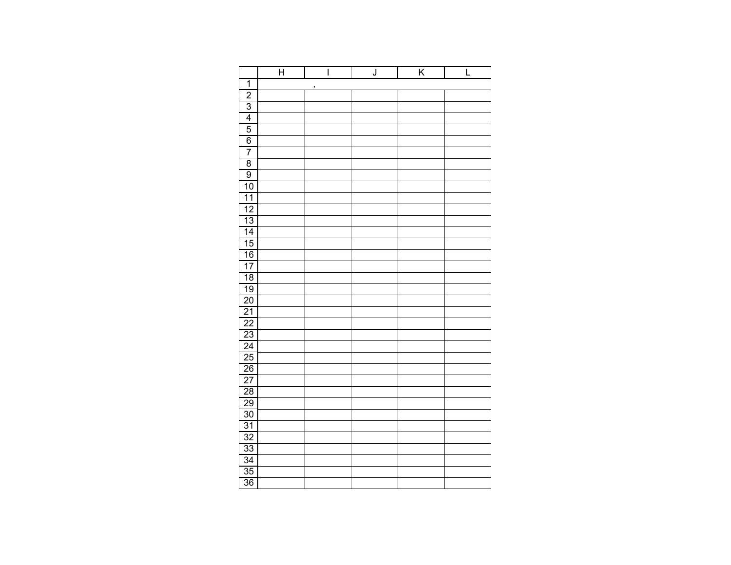| | H | I | J | K | L |
|---|---|---|---|---|---|
| 1 | | , | | | |
| 2 | | | | | |
| 3 | | | | | |
| 4 | | | | | |
| 5 | | | | | |
| 6 | | | | | |
| 7 | | | | | |
| 8 | | | | | |
| 9 | | | | | |
| 10 | | | | | |
| 11 | | | | | |
| 12 | | | | | |
| 13 | | | | | |
| 14 | | | | | |
| 15 | | | | | |
| 16 | | | | | |
| 17 | | | | | |
| 18 | | | | | |
| 19 | | | | | |
| 20 | | | | | |
| 21 | | | | | |
| 22 | | | | | |
| 23 | | | | | |
| 24 | | | | | |
| 25 | | | | | |
| 26 | | | | | |
| 27 | | | | | |
| 28 | | | | | |
| 29 | | | | | |
| 30 | | | | | |
| 31 | | | | | |
| 32 | | | | | |
| 33 | | | | | |
| 34 | | | | | |
| 35 | | | | | |
| 36 | | | | | |